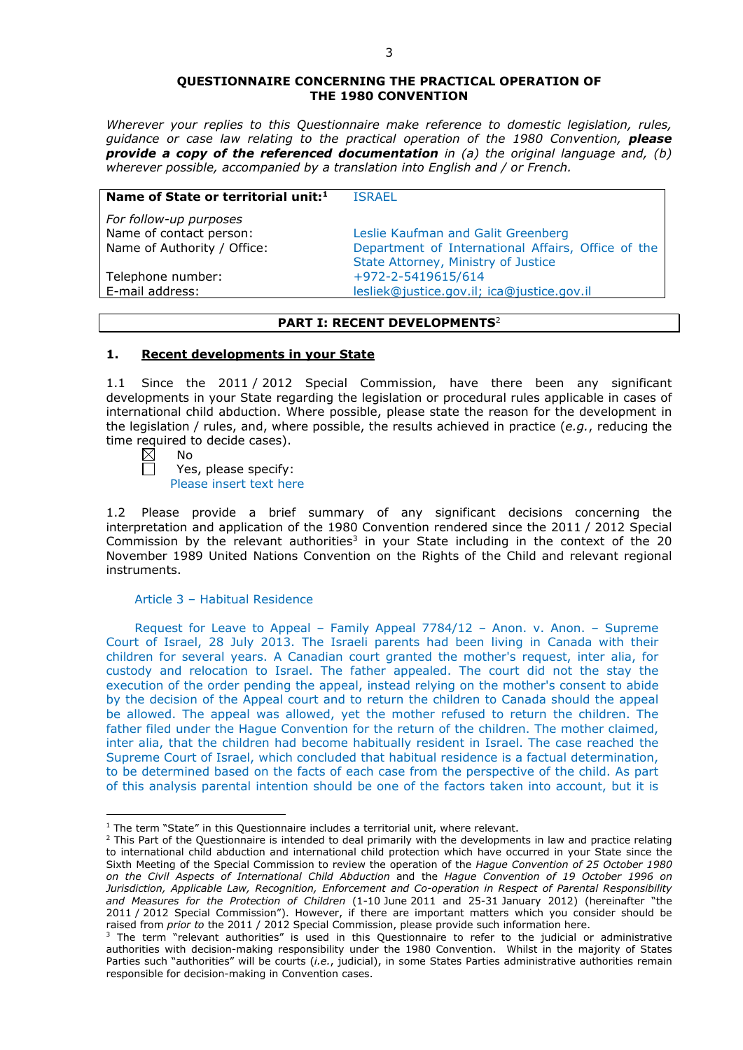**QUESTIONNAIRE CONCERNING THE PRACTICAL OPERATION OF THE 1980 CONVENTION**

*Wherever your replies to this Questionnaire make reference to domestic legislation, rules, guidance or case law relating to the practical operation of the 1980 Convention,* ***please provide a copy of the referenced documentation*** *in (a) the original language and, (b) wherever possible, accompanied by a translation into English and / or French.*

| **Name of State or territorial unit:**[1] | ISRAEL |
|---|---|
| *For follow-up purposes* | |
| Name of contact person: | Leslie Kaufman and Galit Greenberg |
| Name of Authority / Office: | Department of International Affairs, Office of the State Attorney, Ministry of Justice |
| Telephone number: | +972-2-5419615/614 |
| E-mail address: | lesliek@justice.gov.il; ica@justice.gov.il |

## PART I: RECENT DEVELOPMENTS[2]

### 1. Recent developments in your State

1.1 Since the 2011 / 2012 Special Commission, have there been any significant developments in your State regarding the legislation or procedural rules applicable in cases of international child abduction. Where possible, please state the reason for the development in the legislation / rules, and, where possible, the results achieved in practice (*e.g.*, reducing the time required to decide cases).

☒ No
☐ Yes, please specify:
Please insert text here

1.2 Please provide a brief summary of any significant decisions concerning the interpretation and application of the 1980 Convention rendered since the 2011 / 2012 Special Commission by the relevant authorities[3] in your State including in the context of the 20 November 1989 United Nations Convention on the Rights of the Child and relevant regional instruments.

Article 3 – Habitual Residence

Request for Leave to Appeal – Family Appeal 7784/12 – Anon. v. Anon. – Supreme Court of Israel, 28 July 2013. The Israeli parents had been living in Canada with their children for several years. A Canadian court granted the mother's request, inter alia, for custody and relocation to Israel. The father appealed. The court did not the stay the execution of the order pending the appeal, instead relying on the mother's consent to abide by the decision of the Appeal court and to return the children to Canada should the appeal be allowed. The appeal was allowed, yet the mother refused to return the children. The father filed under the Hague Convention for the return of the children. The mother claimed, inter alia, that the children had become habitually resident in Israel. The case reached the Supreme Court of Israel, which concluded that habitual residence is a factual determination, to be determined based on the facts of each case from the perspective of the child. As part of this analysis parental intention should be one of the factors taken into account, but it is

---

[1] The term "State" in this Questionnaire includes a territorial unit, where relevant.

[2] This Part of the Questionnaire is intended to deal primarily with the developments in law and practice relating to international child abduction and international child protection which have occurred in your State since the Sixth Meeting of the Special Commission to review the operation of the *Hague Convention of 25 October 1980 on the Civil Aspects of International Child Abduction* and the *Hague Convention of 19 October 1996 on Jurisdiction, Applicable Law, Recognition, Enforcement and Co-operation in Respect of Parental Responsibility and Measures for the Protection of Children* (1-10 June 2011 and 25-31 January 2012) (hereinafter "the 2011 / 2012 Special Commission"). However, if there are important matters which you consider should be raised from *prior to* the 2011 / 2012 Special Commission, please provide such information here.

[3] The term "relevant authorities" is used in this Questionnaire to refer to the judicial or administrative authorities with decision-making responsibility under the 1980 Convention. Whilst in the majority of States Parties such "authorities" will be courts (*i.e.*, judicial), in some States Parties administrative authorities remain responsible for decision-making in Convention cases.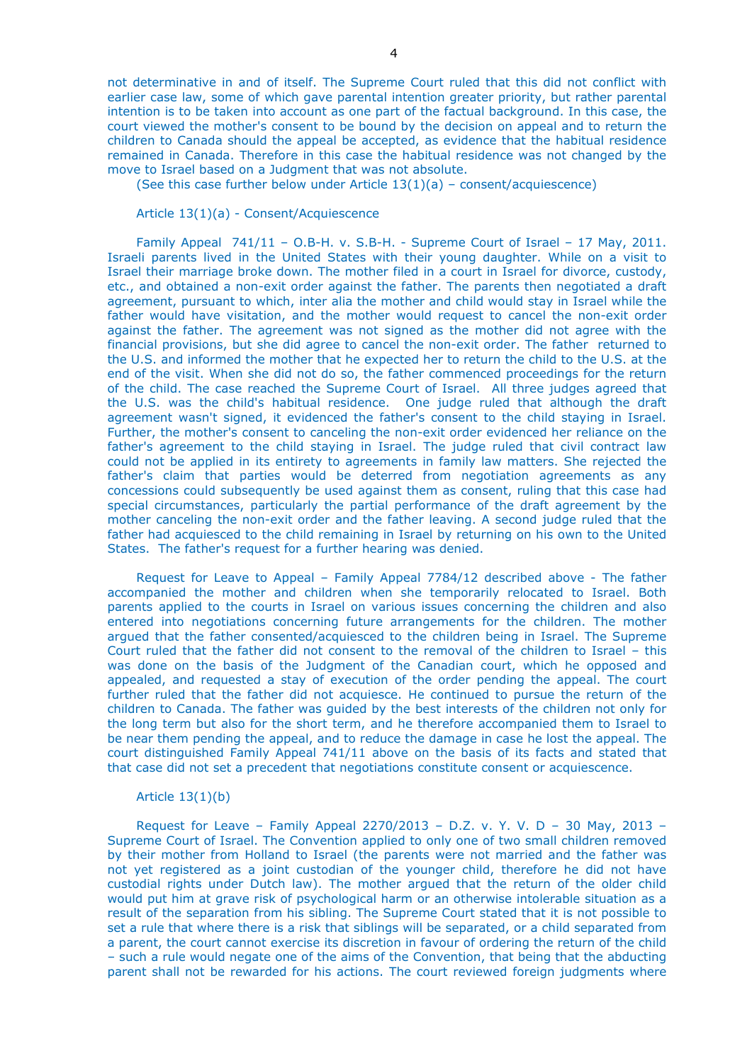not determinative in and of itself. The Supreme Court ruled that this did not conflict with earlier case law, some of which gave parental intention greater priority, but rather parental intention is to be taken into account as one part of the factual background. In this case, the court viewed the mother's consent to be bound by the decision on appeal and to return the children to Canada should the appeal be accepted, as evidence that the habitual residence remained in Canada. Therefore in this case the habitual residence was not changed by the move to Israel based on a Judgment that was not absolute.

(See this case further below under Article 13(1)(a) – consent/acquiescence)

### Article 13(1)(a) - Consent/Acquiescence

Family Appeal 741/11 – O.B-H. v. S.B-H. - Supreme Court of Israel – 17 May, 2011. Israeli parents lived in the United States with their young daughter. While on a visit to Israel their marriage broke down. The mother filed in a court in Israel for divorce, custody, etc., and obtained a non-exit order against the father. The parents then negotiated a draft agreement, pursuant to which, inter alia the mother and child would stay in Israel while the father would have visitation, and the mother would request to cancel the non-exit order against the father. The agreement was not signed as the mother did not agree with the financial provisions, but she did agree to cancel the non-exit order. The father returned to the U.S. and informed the mother that he expected her to return the child to the U.S. at the end of the visit. When she did not do so, the father commenced proceedings for the return of the child. The case reached the Supreme Court of Israel. All three judges agreed that the U.S. was the child's habitual residence. One judge ruled that although the draft agreement wasn't signed, it evidenced the father's consent to the child staying in Israel. Further, the mother's consent to canceling the non-exit order evidenced her reliance on the father's agreement to the child staying in Israel. The judge ruled that civil contract law could not be applied in its entirety to agreements in family law matters. She rejected the father's claim that parties would be deterred from negotiation agreements as any concessions could subsequently be used against them as consent, ruling that this case had special circumstances, particularly the partial performance of the draft agreement by the mother canceling the non-exit order and the father leaving. A second judge ruled that the father had acquiesced to the child remaining in Israel by returning on his own to the United States. The father's request for a further hearing was denied.

Request for Leave to Appeal – Family Appeal 7784/12 described above - The father accompanied the mother and children when she temporarily relocated to Israel. Both parents applied to the courts in Israel on various issues concerning the children and also entered into negotiations concerning future arrangements for the children. The mother argued that the father consented/acquiesced to the children being in Israel. The Supreme Court ruled that the father did not consent to the removal of the children to Israel – this was done on the basis of the Judgment of the Canadian court, which he opposed and appealed, and requested a stay of execution of the order pending the appeal. The court further ruled that the father did not acquiesce. He continued to pursue the return of the children to Canada. The father was guided by the best interests of the children not only for the long term but also for the short term, and he therefore accompanied them to Israel to be near them pending the appeal, and to reduce the damage in case he lost the appeal. The court distinguished Family Appeal 741/11 above on the basis of its facts and stated that that case did not set a precedent that negotiations constitute consent or acquiescence.

### Article 13(1)(b)

Request for Leave – Family Appeal 2270/2013 – D.Z. v. Y. V. D – 30 May, 2013 – Supreme Court of Israel. The Convention applied to only one of two small children removed by their mother from Holland to Israel (the parents were not married and the father was not yet registered as a joint custodian of the younger child, therefore he did not have custodial rights under Dutch law). The mother argued that the return of the older child would put him at grave risk of psychological harm or an otherwise intolerable situation as a result of the separation from his sibling. The Supreme Court stated that it is not possible to set a rule that where there is a risk that siblings will be separated, or a child separated from a parent, the court cannot exercise its discretion in favour of ordering the return of the child – such a rule would negate one of the aims of the Convention, that being that the abducting parent shall not be rewarded for his actions. The court reviewed foreign judgments where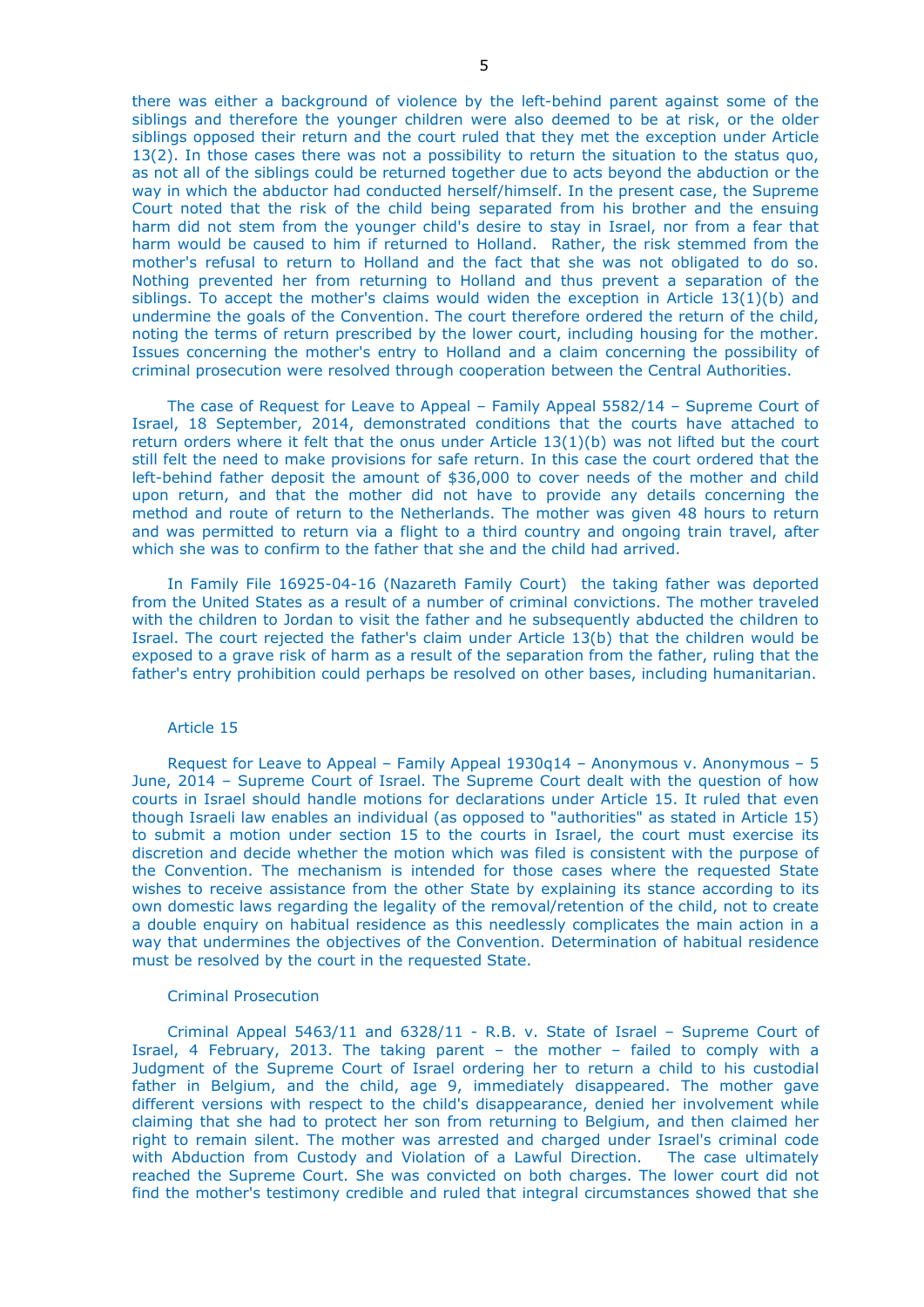there was either a background of violence by the left-behind parent against some of the siblings and therefore the younger children were also deemed to be at risk, or the older siblings opposed their return and the court ruled that they met the exception under Article 13(2). In those cases there was not a possibility to return the situation to the status quo, as not all of the siblings could be returned together due to acts beyond the abduction or the way in which the abductor had conducted herself/himself. In the present case, the Supreme Court noted that the risk of the child being separated from his brother and the ensuing harm did not stem from the younger child's desire to stay in Israel, nor from a fear that harm would be caused to him if returned to Holland. Rather, the risk stemmed from the mother's refusal to return to Holland and the fact that she was not obligated to do so. Nothing prevented her from returning to Holland and thus prevent a separation of the siblings. To accept the mother's claims would widen the exception in Article 13(1)(b) and undermine the goals of the Convention. The court therefore ordered the return of the child, noting the terms of return prescribed by the lower court, including housing for the mother. Issues concerning the mother's entry to Holland and a claim concerning the possibility of criminal prosecution were resolved through cooperation between the Central Authorities.

The case of Request for Leave to Appeal – Family Appeal 5582/14 – Supreme Court of Israel, 18 September, 2014, demonstrated conditions that the courts have attached to return orders where it felt that the onus under Article 13(1)(b) was not lifted but the court still felt the need to make provisions for safe return. In this case the court ordered that the left-behind father deposit the amount of $36,000 to cover needs of the mother and child upon return, and that the mother did not have to provide any details concerning the method and route of return to the Netherlands. The mother was given 48 hours to return and was permitted to return via a flight to a third country and ongoing train travel, after which she was to confirm to the father that she and the child had arrived.

In Family File 16925-04-16 (Nazareth Family Court) the taking father was deported from the United States as a result of a number of criminal convictions. The mother traveled with the children to Jordan to visit the father and he subsequently abducted the children to Israel. The court rejected the father's claim under Article 13(b) that the children would be exposed to a grave risk of harm as a result of the separation from the father, ruling that the father's entry prohibition could perhaps be resolved on other bases, including humanitarian.

## Article 15

Request for Leave to Appeal – Family Appeal 1930q14 – Anonymous v. Anonymous – 5 June, 2014 – Supreme Court of Israel. The Supreme Court dealt with the question of how courts in Israel should handle motions for declarations under Article 15. It ruled that even though Israeli law enables an individual (as opposed to "authorities" as stated in Article 15) to submit a motion under section 15 to the courts in Israel, the court must exercise its discretion and decide whether the motion which was filed is consistent with the purpose of the Convention. The mechanism is intended for those cases where the requested State wishes to receive assistance from the other State by explaining its stance according to its own domestic laws regarding the legality of the removal/retention of the child, not to create a double enquiry on habitual residence as this needlessly complicates the main action in a way that undermines the objectives of the Convention. Determination of habitual residence must be resolved by the court in the requested State.

## Criminal Prosecution

Criminal Appeal 5463/11 and 6328/11 - R.B. v. State of Israel – Supreme Court of Israel, 4 February, 2013. The taking parent – the mother – failed to comply with a Judgment of the Supreme Court of Israel ordering her to return a child to his custodial father in Belgium, and the child, age 9, immediately disappeared. The mother gave different versions with respect to the child's disappearance, denied her involvement while claiming that she had to protect her son from returning to Belgium, and then claimed her right to remain silent. The mother was arrested and charged under Israel's criminal code with Abduction from Custody and Violation of a Lawful Direction. The case ultimately reached the Supreme Court. She was convicted on both charges. The lower court did not find the mother's testimony credible and ruled that integral circumstances showed that she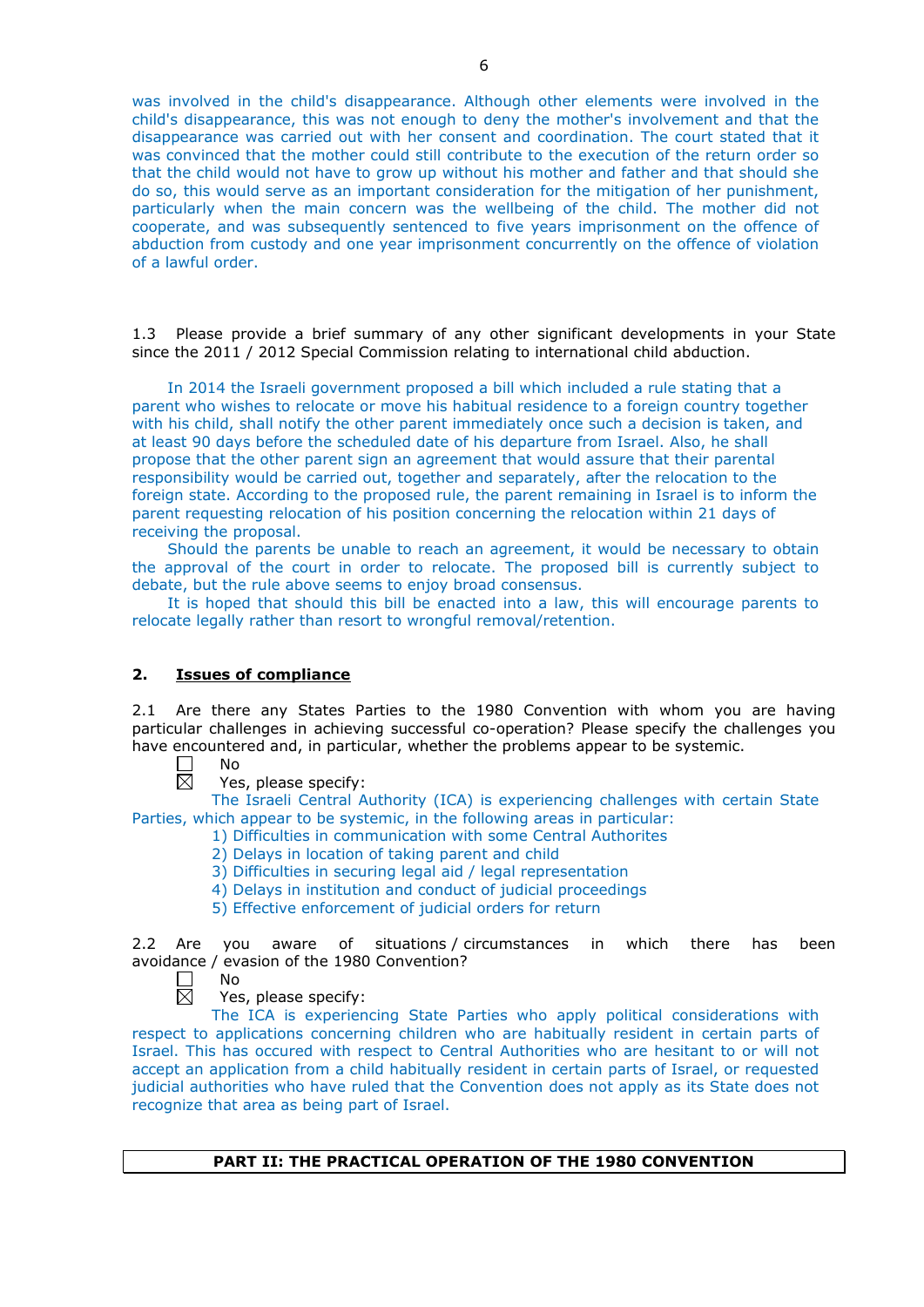was involved in the child's disappearance. Although other elements were involved in the child's disappearance, this was not enough to deny the mother's involvement and that the disappearance was carried out with her consent and coordination. The court stated that it was convinced that the mother could still contribute to the execution of the return order so that the child would not have to grow up without his mother and father and that should she do so, this would serve as an important consideration for the mitigation of her punishment, particularly when the main concern was the wellbeing of the child. The mother did not cooperate, and was subsequently sentenced to five years imprisonment on the offence of abduction from custody and one year imprisonment concurrently on the offence of violation of a lawful order.

1.3 Please provide a brief summary of any other significant developments in your State since the 2011 / 2012 Special Commission relating to international child abduction.

In 2014 the Israeli government proposed a bill which included a rule stating that a parent who wishes to relocate or move his habitual residence to a foreign country together with his child, shall notify the other parent immediately once such a decision is taken, and at least 90 days before the scheduled date of his departure from Israel. Also, he shall propose that the other parent sign an agreement that would assure that their parental responsibility would be carried out, together and separately, after the relocation to the foreign state. According to the proposed rule, the parent remaining in Israel is to inform the parent requesting relocation of his position concerning the relocation within 21 days of receiving the proposal.

Should the parents be unable to reach an agreement, it would be necessary to obtain the approval of the court in order to relocate. The proposed bill is currently subject to debate, but the rule above seems to enjoy broad consensus.

It is hoped that should this bill be enacted into a law, this will encourage parents to relocate legally rather than resort to wrongful removal/retention.

## 2. <u>Issues of compliance</u>

2.1 Are there any States Parties to the 1980 Convention with whom you are having particular challenges in achieving successful co-operation? Please specify the challenges you have encountered and, in particular, whether the problems appear to be systemic.

☐ No
☒ Yes, please specify:

The Israeli Central Authority (ICA) is experiencing challenges with certain State Parties, which appear to be systemic, in the following areas in particular:

1) Difficulties in communication with some Central Authorites
2) Delays in location of taking parent and child
3) Difficulties in securing legal aid / legal representation
4) Delays in institution and conduct of judicial proceedings
5) Effective enforcement of judicial orders for return

2.2 Are you aware of situations / circumstances in which there has been avoidance / evasion of the 1980 Convention?

☐ No
☒ Yes, please specify:

The ICA is experiencing State Parties who apply political considerations with respect to applications concerning children who are habitually resident in certain parts of Israel. This has occured with respect to Central Authorities who are hesitant to or will not accept an application from a child habitually resident in certain parts of Israel, or requested judicial authorities who have ruled that the Convention does not apply as its State does not recognize that area as being part of Israel.

## PART II: THE PRACTICAL OPERATION OF THE 1980 CONVENTION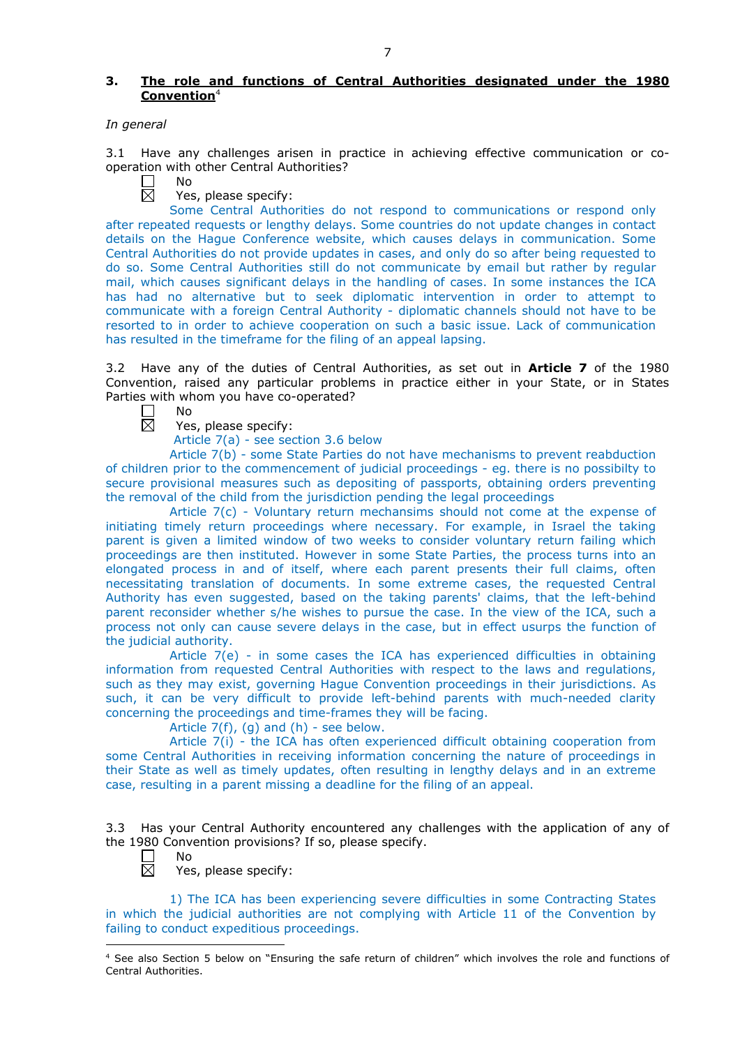## 3. **The role and functions of Central Authorities designated under the 1980 Convention**[4]

*In general*

3.1 Have any challenges arisen in practice in achieving effective communication or co-operation with other Central Authorities?

☐ No
☒ Yes, please specify:

Some Central Authorities do not respond to communications or respond only after repeated requests or lengthy delays. Some countries do not update changes in contact details on the Hague Conference website, which causes delays in communication. Some Central Authorities do not provide updates in cases, and only do so after being requested to do so. Some Central Authorities still do not communicate by email but rather by regular mail, which causes significant delays in the handling of cases. In some instances the ICA has had no alternative but to seek diplomatic intervention in order to attempt to communicate with a foreign Central Authority - diplomatic channels should not have to be resorted to in order to achieve cooperation on such a basic issue. Lack of communication has resulted in the timeframe for the filing of an appeal lapsing.

3.2 Have any of the duties of Central Authorities, as set out in **Article 7** of the 1980 Convention, raised any particular problems in practice either in your State, or in States Parties with whom you have co-operated?

☐ No
☒ Yes, please specify:

Article 7(a) - see section 3.6 below

Article 7(b) - some State Parties do not have mechanisms to prevent reabduction of children prior to the commencement of judicial proceedings - eg. there is no possibilty to secure provisional measures such as depositing of passports, obtaining orders preventing the removal of the child from the jurisdiction pending the legal proceedings

Article 7(c) - Voluntary return mechansims should not come at the expense of initiating timely return proceedings where necessary. For example, in Israel the taking parent is given a limited window of two weeks to consider voluntary return failing which proceedings are then instituted. However in some State Parties, the process turns into an elongated process in and of itself, where each parent presents their full claims, often necessitating translation of documents. In some extreme cases, the requested Central Authority has even suggested, based on the taking parents' claims, that the left-behind parent reconsider whether s/he wishes to pursue the case. In the view of the ICA, such a process not only can cause severe delays in the case, but in effect usurps the function of the judicial authority.

Article 7(e) - in some cases the ICA has experienced difficulties in obtaining information from requested Central Authorities with respect to the laws and regulations, such as they may exist, governing Hague Convention proceedings in their jurisdictions. As such, it can be very difficult to provide left-behind parents with much-needed clarity concerning the proceedings and time-frames they will be facing.

Article 7(f), (g) and (h) - see below.

Article 7(i) - the ICA has often experienced difficult obtaining cooperation from some Central Authorities in receiving information concerning the nature of proceedings in their State as well as timely updates, often resulting in lengthy delays and in an extreme case, resulting in a parent missing a deadline for the filing of an appeal.

3.3 Has your Central Authority encountered any challenges with the application of any of the 1980 Convention provisions? If so, please specify.

☐ No
☒ Yes, please specify:

1) The ICA has been experiencing severe difficulties in some Contracting States in which the judicial authorities are not complying with Article 11 of the Convention by failing to conduct expeditious proceedings.

[4] See also Section 5 below on "Ensuring the safe return of children" which involves the role and functions of Central Authorities.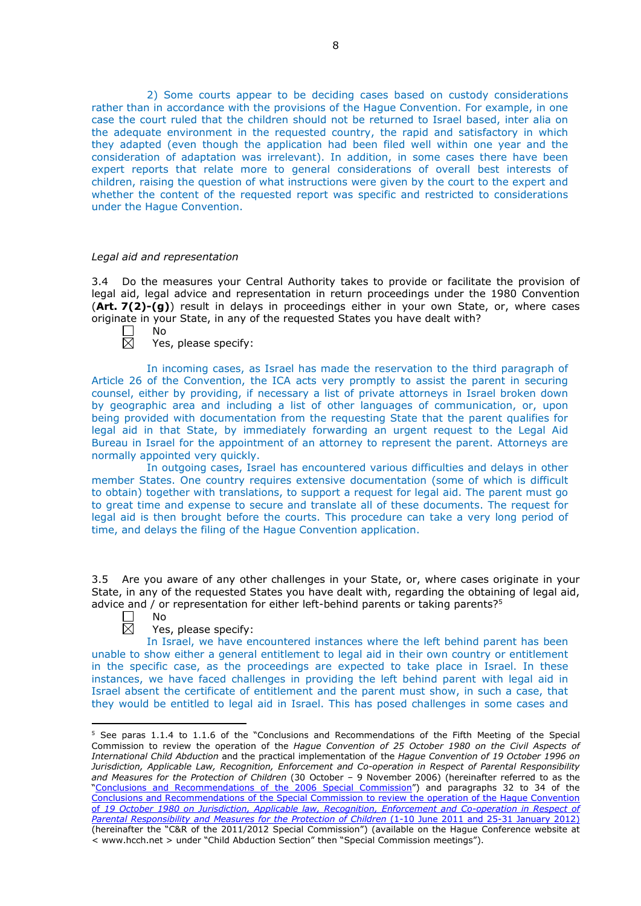2) Some courts appear to be deciding cases based on custody considerations rather than in accordance with the provisions of the Hague Convention. For example, in one case the court ruled that the children should not be returned to Israel based, inter alia on the adequate environment in the requested country, the rapid and satisfactory in which they adapted (even though the application had been filed well within one year and the consideration of adaptation was irrelevant). In addition, in some cases there have been expert reports that relate more to general considerations of overall best interests of children, raising the question of what instructions were given by the court to the expert and whether the content of the requested report was specific and restricted to considerations under the Hague Convention.

*Legal aid and representation*

3.4 Do the measures your Central Authority takes to provide or facilitate the provision of legal aid, legal advice and representation in return proceedings under the 1980 Convention (**Art. 7(2)-(g)**) result in delays in proceedings either in your own State, or, where cases originate in your State, in any of the requested States you have dealt with?

☐ No
☒ Yes, please specify:

In incoming cases, as Israel has made the reservation to the third paragraph of Article 26 of the Convention, the ICA acts very promptly to assist the parent in securing counsel, either by providing, if necessary a list of private attorneys in Israel broken down by geographic area and including a list of other languages of communication, or, upon being provided with documentation from the requesting State that the parent qualifies for legal aid in that State, by immediately forwarding an urgent request to the Legal Aid Bureau in Israel for the appointment of an attorney to represent the parent. Attorneys are normally appointed very quickly.

In outgoing cases, Israel has encountered various difficulties and delays in other member States. One country requires extensive documentation (some of which is difficult to obtain) together with translations, to support a request for legal aid. The parent must go to great time and expense to secure and translate all of these documents. The request for legal aid is then brought before the courts. This procedure can take a very long period of time, and delays the filing of the Hague Convention application.

3.5 Are you aware of any other challenges in your State, or, where cases originate in your State, in any of the requested States you have dealt with, regarding the obtaining of legal aid, advice and / or representation for either left-behind parents or taking parents?[5]

☐ No
☒ Yes, please specify:

In Israel, we have encountered instances where the left behind parent has been unable to show either a general entitlement to legal aid in their own country or entitlement in the specific case, as the proceedings are expected to take place in Israel. In these instances, we have faced challenges in providing the left behind parent with legal aid in Israel absent the certificate of entitlement and the parent must show, in such a case, that they would be entitled to legal aid in Israel. This has posed challenges in some cases and

---

[5] See paras 1.1.4 to 1.1.6 of the "Conclusions and Recommendations of the Fifth Meeting of the Special Commission to review the operation of the *Hague Convention of 25 October 1980 on the Civil Aspects of International Child Abduction* and the practical implementation of the *Hague Convention of 19 October 1996 on Jurisdiction, Applicable Law, Recognition, Enforcement and Co-operation in Respect of Parental Responsibility and Measures for the Protection of Children* (30 October – 9 November 2006) (hereinafter referred to as the "Conclusions and Recommendations of the 2006 Special Commission") and paragraphs 32 to 34 of the Conclusions and Recommendations of the Special Commission to review the operation of the Hague Convention of *19 October 1980 on Jurisdiction, Applicable law, Recognition, Enforcement and Co-operation in Respect of Parental Responsibility and Measures for the Protection of Children* (1-10 June 2011 and 25-31 January 2012) (hereinafter the "C&R of the 2011/2012 Special Commission") (available on the Hague Conference website at < www.hcch.net > under "Child Abduction Section" then "Special Commission meetings").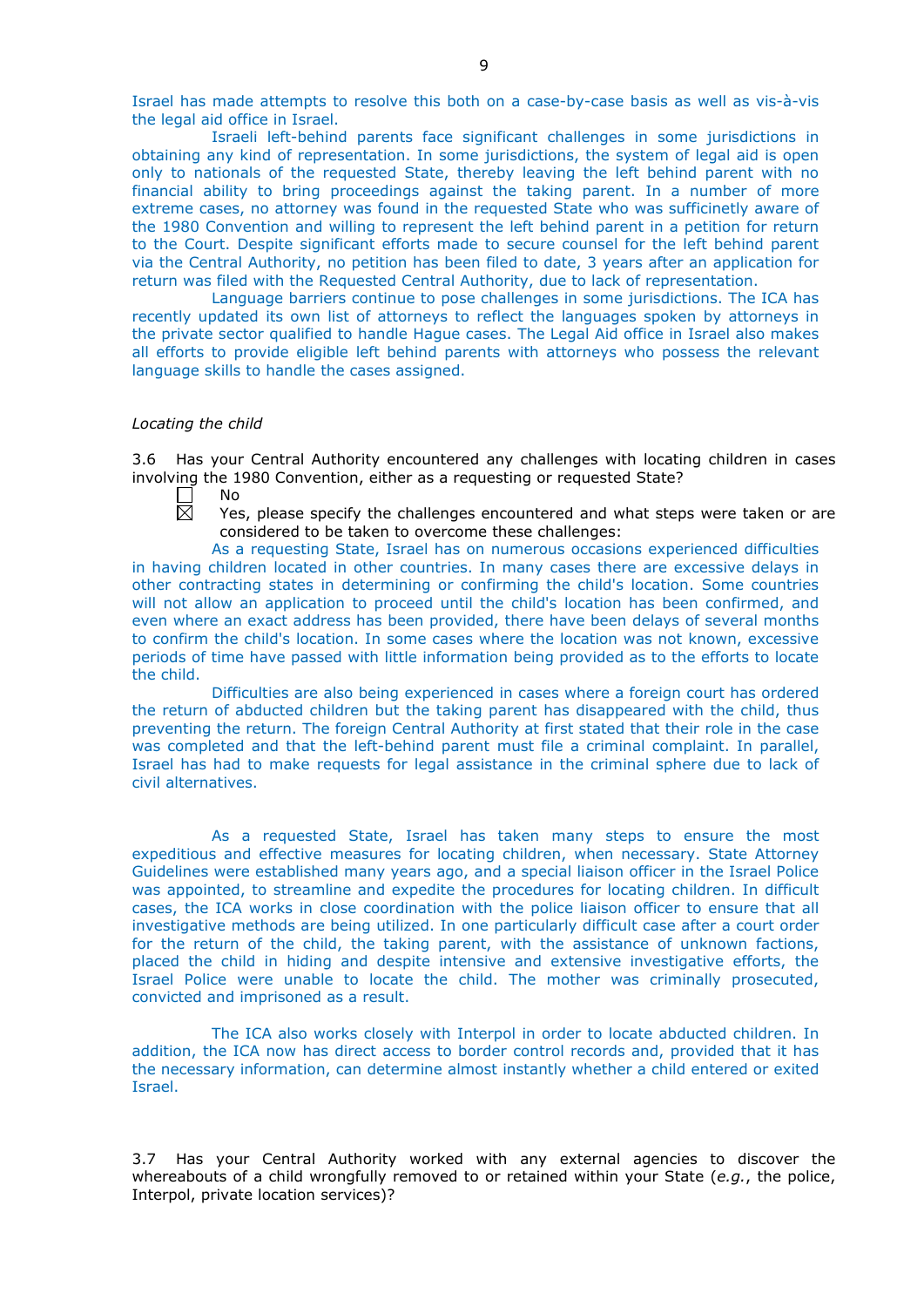Israel has made attempts to resolve this both on a case-by-case basis as well as vis-à-vis the legal aid office in Israel.

Israeli left-behind parents face significant challenges in some jurisdictions in obtaining any kind of representation. In some jurisdictions, the system of legal aid is open only to nationals of the requested State, thereby leaving the left behind parent with no financial ability to bring proceedings against the taking parent. In a number of more extreme cases, no attorney was found in the requested State who was sufficinetly aware of the 1980 Convention and willing to represent the left behind parent in a petition for return to the Court. Despite significant efforts made to secure counsel for the left behind parent via the Central Authority, no petition has been filed to date, 3 years after an application for return was filed with the Requested Central Authority, due to lack of representation.

Language barriers continue to pose challenges in some jurisdictions. The ICA has recently updated its own list of attorneys to reflect the languages spoken by attorneys in the private sector qualified to handle Hague cases. The Legal Aid office in Israel also makes all efforts to provide eligible left behind parents with attorneys who possess the relevant language skills to handle the cases assigned.

*Locating the child*

3.6 Has your Central Authority encountered any challenges with locating children in cases involving the 1980 Convention, either as a requesting or requested State?

☐ No

☒ Yes, please specify the challenges encountered and what steps were taken or are considered to be taken to overcome these challenges:

As a requesting State, Israel has on numerous occasions experienced difficulties in having children located in other countries. In many cases there are excessive delays in other contracting states in determining or confirming the child's location. Some countries will not allow an application to proceed until the child's location has been confirmed, and even where an exact address has been provided, there have been delays of several months to confirm the child's location. In some cases where the location was not known, excessive periods of time have passed with little information being provided as to the efforts to locate the child.

Difficulties are also being experienced in cases where a foreign court has ordered the return of abducted children but the taking parent has disappeared with the child, thus preventing the return. The foreign Central Authority at first stated that their role in the case was completed and that the left-behind parent must file a criminal complaint. In parallel, Israel has had to make requests for legal assistance in the criminal sphere due to lack of civil alternatives.

As a requested State, Israel has taken many steps to ensure the most expeditious and effective measures for locating children, when necessary. State Attorney Guidelines were established many years ago, and a special liaison officer in the Israel Police was appointed, to streamline and expedite the procedures for locating children. In difficult cases, the ICA works in close coordination with the police liaison officer to ensure that all investigative methods are being utilized. In one particularly difficult case after a court order for the return of the child, the taking parent, with the assistance of unknown factions, placed the child in hiding and despite intensive and extensive investigative efforts, the Israel Police were unable to locate the child. The mother was criminally prosecuted, convicted and imprisoned as a result.

The ICA also works closely with Interpol in order to locate abducted children. In addition, the ICA now has direct access to border control records and, provided that it has the necessary information, can determine almost instantly whether a child entered or exited Israel.

3.7 Has your Central Authority worked with any external agencies to discover the whereabouts of a child wrongfully removed to or retained within your State (*e.g.*, the police, Interpol, private location services)?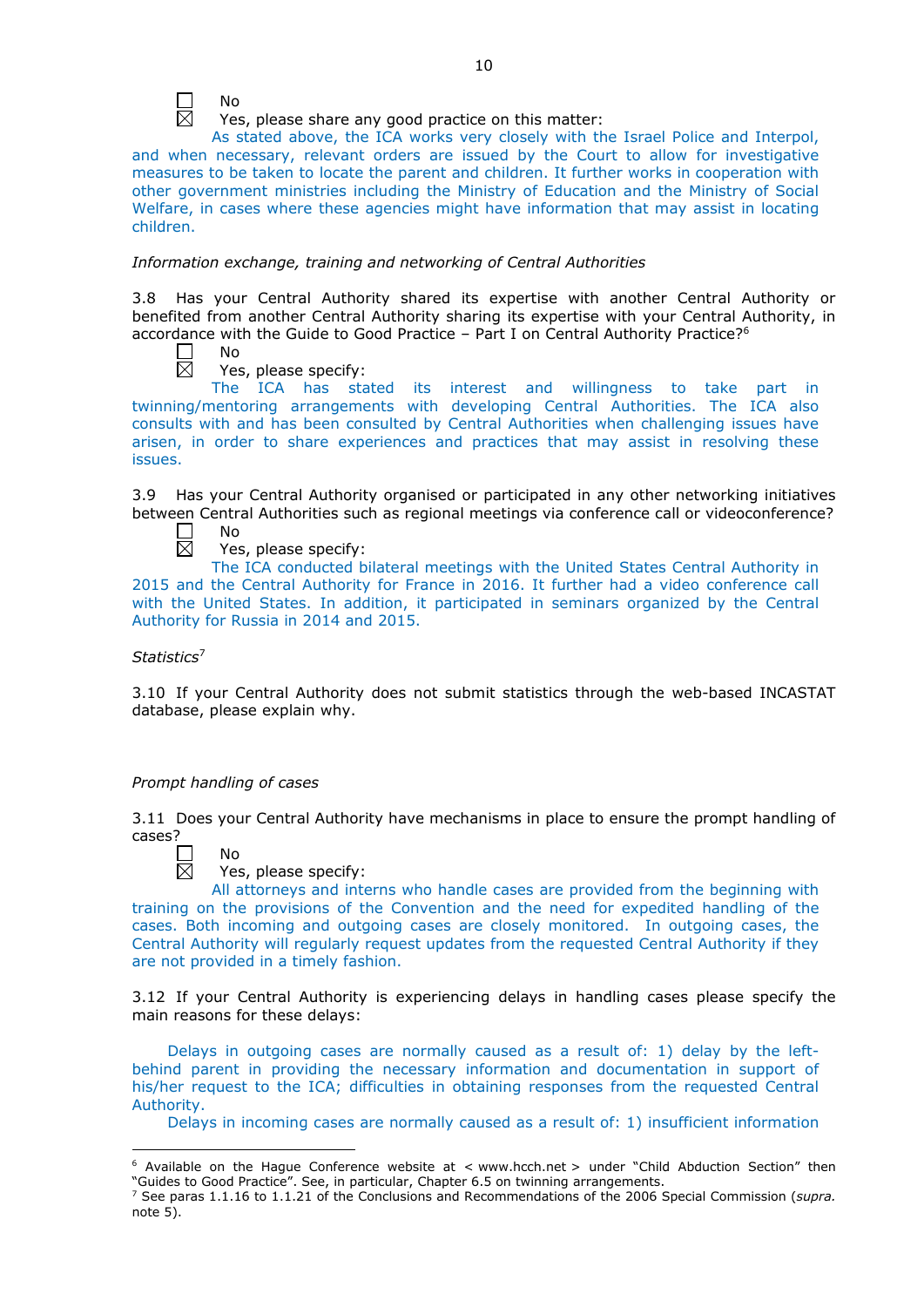☐ No
☒ Yes, please share any good practice on this matter:

As stated above, the ICA works very closely with the Israel Police and Interpol, and when necessary, relevant orders are issued by the Court to allow for investigative measures to be taken to locate the parent and children. It further works in cooperation with other government ministries including the Ministry of Education and the Ministry of Social Welfare, in cases where these agencies might have information that may assist in locating children.

*Information exchange, training and networking of Central Authorities*

3.8 Has your Central Authority shared its expertise with another Central Authority or benefited from another Central Authority sharing its expertise with your Central Authority, in accordance with the Guide to Good Practice – Part I on Central Authority Practice?[6]

☐ No
☒ Yes, please specify:

The ICA has stated its interest and willingness to take part in twinning/mentoring arrangements with developing Central Authorities. The ICA also consults with and has been consulted by Central Authorities when challenging issues have arisen, in order to share experiences and practices that may assist in resolving these issues.

3.9 Has your Central Authority organised or participated in any other networking initiatives between Central Authorities such as regional meetings via conference call or videoconference?

☐ No
☒ Yes, please specify:

The ICA conducted bilateral meetings with the United States Central Authority in 2015 and the Central Authority for France in 2016. It further had a video conference call with the United States. In addition, it participated in seminars organized by the Central Authority for Russia in 2014 and 2015.

*Statistics*[7]

3.10 If your Central Authority does not submit statistics through the web-based INCASTAT database, please explain why.

*Prompt handling of cases*

3.11 Does your Central Authority have mechanisms in place to ensure the prompt handling of cases?

☐ No
☒ Yes, please specify:

All attorneys and interns who handle cases are provided from the beginning with training on the provisions of the Convention and the need for expedited handling of the cases. Both incoming and outgoing cases are closely monitored. In outgoing cases, the Central Authority will regularly request updates from the requested Central Authority if they are not provided in a timely fashion.

3.12 If your Central Authority is experiencing delays in handling cases please specify the main reasons for these delays:

Delays in outgoing cases are normally caused as a result of: 1) delay by the left-behind parent in providing the necessary information and documentation in support of his/her request to the ICA; difficulties in obtaining responses from the requested Central Authority.

Delays in incoming cases are normally caused as a result of: 1) insufficient information

---

[6] Available on the Hague Conference website at < www.hcch.net > under "Child Abduction Section" then "Guides to Good Practice". See, in particular, Chapter 6.5 on twinning arrangements.

[7] See paras 1.1.16 to 1.1.21 of the Conclusions and Recommendations of the 2006 Special Commission (*supra.* note 5).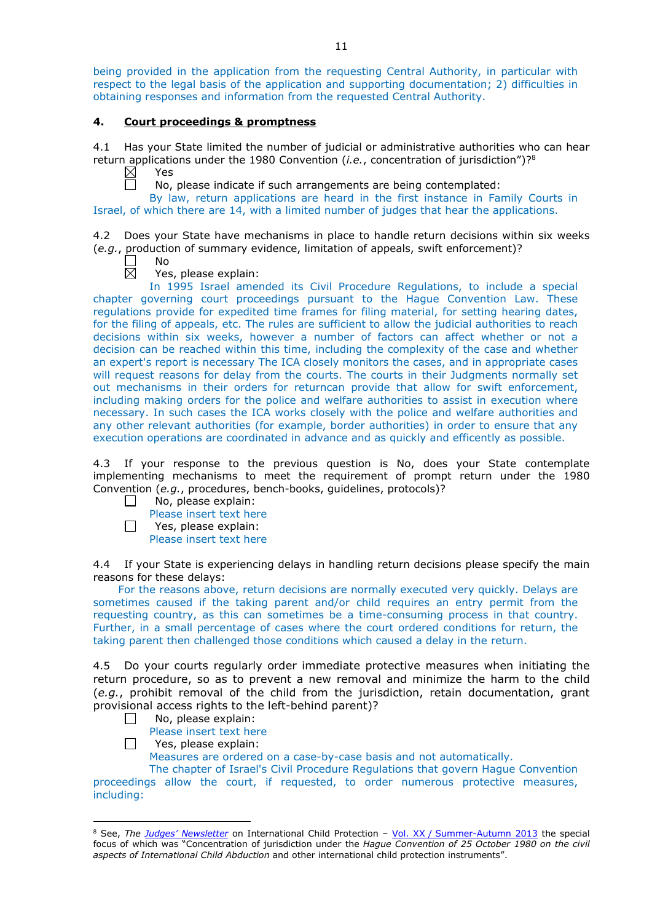being provided in the application from the requesting Central Authority, in particular with respect to the legal basis of the application and supporting documentation; 2) difficulties in obtaining responses and information from the requested Central Authority.

## 4. Court proceedings & promptness

4.1 Has your State limited the number of judicial or administrative authorities who can hear return applications under the 1980 Convention (*i.e.*, concentration of jurisdiction")?[8]

☒ Yes

☐ No, please indicate if such arrangements are being contemplated:

By law, return applications are heard in the first instance in Family Courts in Israel, of which there are 14, with a limited number of judges that hear the applications.

4.2 Does your State have mechanisms in place to handle return decisions within six weeks (*e.g.*, production of summary evidence, limitation of appeals, swift enforcement)?

☐ No

☒ Yes, please explain:

In 1995 Israel amended its Civil Procedure Regulations, to include a special chapter governing court proceedings pursuant to the Hague Convention Law. These regulations provide for expedited time frames for filing material, for setting hearing dates, for the filing of appeals, etc. The rules are sufficient to allow the judicial authorities to reach decisions within six weeks, however a number of factors can affect whether or not a decision can be reached within this time, including the complexity of the case and whether an expert's report is necessary The ICA closely monitors the cases, and in appropriate cases will request reasons for delay from the courts. The courts in their Judgments normally set out mechanisms in their orders for returncan provide that allow for swift enforcement, including making orders for the police and welfare authorities to assist in execution where necessary. In such cases the ICA works closely with the police and welfare authorities and any other relevant authorities (for example, border authorities) in order to ensure that any execution operations are coordinated in advance and as quickly and efficently as possible.

4.3 If your response to the previous question is No, does your State contemplate implementing mechanisms to meet the requirement of prompt return under the 1980 Convention (*e.g.*, procedures, bench-books, guidelines, protocols)?

☐ No, please explain:

Please insert text here

☐ Yes, please explain:

Please insert text here

4.4 If your State is experiencing delays in handling return decisions please specify the main reasons for these delays:

For the reasons above, return decisions are normally executed very quickly. Delays are sometimes caused if the taking parent and/or child requires an entry permit from the requesting country, as this can sometimes be a time-consuming process in that country. Further, in a small percentage of cases where the court ordered conditions for return, the taking parent then challenged those conditions which caused a delay in the return.

4.5 Do your courts regularly order immediate protective measures when initiating the return procedure, so as to prevent a new removal and minimize the harm to the child (*e.g.*, prohibit removal of the child from the jurisdiction, retain documentation, grant provisional access rights to the left-behind parent)?

☐ No, please explain:

Please insert text here

☐ Yes, please explain:

Measures are ordered on a case-by-case basis and not automatically.

The chapter of Israel's Civil Procedure Regulations that govern Hague Convention proceedings allow the court, if requested, to order numerous protective measures, including:

---

[8] See, *The Judges' Newsletter* on International Child Protection – Vol. XX / Summer-Autumn 2013 the special focus of which was "Concentration of jurisdiction under the *Hague Convention of 25 October 1980 on the civil aspects of International Child Abduction* and other international child protection instruments".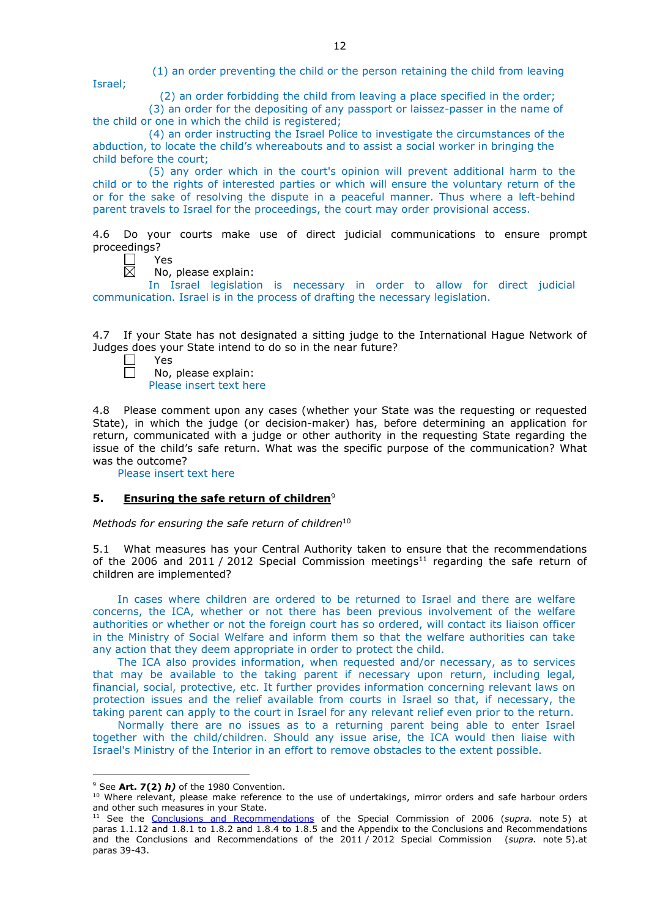(1) an order preventing the child or the person retaining the child from leaving Israel;

(2) an order forbidding the child from leaving a place specified in the order;

(3) an order for the depositing of any passport or laissez-passer in the name of the child or one in which the child is registered;

(4) an order instructing the Israel Police to investigate the circumstances of the abduction, to locate the child's whereabouts and to assist a social worker in bringing the child before the court;

(5) any order which in the court's opinion will prevent additional harm to the child or to the rights of interested parties or which will ensure the voluntary return of the or for the sake of resolving the dispute in a peaceful manner. Thus where a left-behind parent travels to Israel for the proceedings, the court may order provisional access.

4.6 Do your courts make use of direct judicial communications to ensure prompt proceedings?

☐ Yes

☒ No, please explain:

In Israel legislation is necessary in order to allow for direct judicial communication. Israel is in the process of drafting the necessary legislation.

4.7 If your State has not designated a sitting judge to the International Hague Network of Judges does your State intend to do so in the near future?

☐ Yes

☐ No, please explain:

Please insert text here

4.8 Please comment upon any cases (whether your State was the requesting or requested State), in which the judge (or decision-maker) has, before determining an application for return, communicated with a judge or other authority in the requesting State regarding the issue of the child's safe return. What was the specific purpose of the communication? What was the outcome?

Please insert text here

## 5. Ensuring the safe return of children[9]

*Methods for ensuring the safe return of children*[10]

5.1 What measures has your Central Authority taken to ensure that the recommendations of the 2006 and 2011 / 2012 Special Commission meetings[11] regarding the safe return of children are implemented?

In cases where children are ordered to be returned to Israel and there are welfare concerns, the ICA, whether or not there has been previous involvement of the welfare authorities or whether or not the foreign court has so ordered, will contact its liaison officer in the Ministry of Social Welfare and inform them so that the welfare authorities can take any action that they deem appropriate in order to protect the child.

The ICA also provides information, when requested and/or necessary, as to services that may be available to the taking parent if necessary upon return, including legal, financial, social, protective, etc. It further provides information concerning relevant laws on protection issues and the relief available from courts in Israel so that, if necessary, the taking parent can apply to the court in Israel for any relevant relief even prior to the return.

Normally there are no issues as to a returning parent being able to enter Israel together with the child/children. Should any issue arise, the ICA would then liaise with Israel's Ministry of the Interior in an effort to remove obstacles to the extent possible.

---

[9] See **Art. 7(2)** ***h)*** of the 1980 Convention.

[10] Where relevant, please make reference to the use of undertakings, mirror orders and safe harbour orders and other such measures in your State.

[11] See the Conclusions and Recommendations of the Special Commission of 2006 (*supra.* note 5) at paras 1.1.12 and 1.8.1 to 1.8.2 and 1.8.4 to 1.8.5 and the Appendix to the Conclusions and Recommendations and the Conclusions and Recommendations of the 2011 / 2012 Special Commission (*supra.* note 5).at paras 39-43.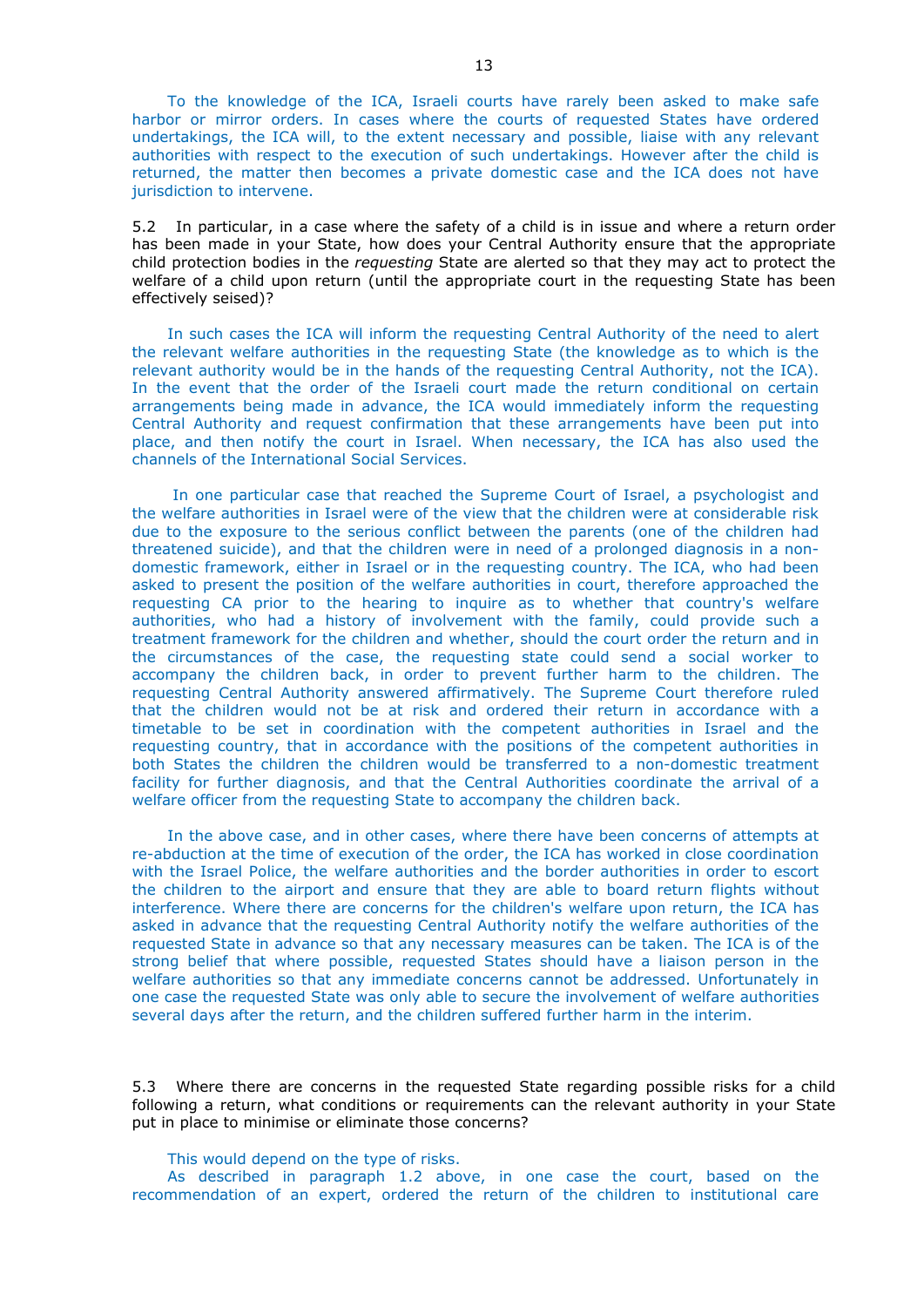To the knowledge of the ICA, Israeli courts have rarely been asked to make safe harbor or mirror orders. In cases where the courts of requested States have ordered undertakings, the ICA will, to the extent necessary and possible, liaise with any relevant authorities with respect to the execution of such undertakings. However after the child is returned, the matter then becomes a private domestic case and the ICA does not have jurisdiction to intervene.

5.2 In particular, in a case where the safety of a child is in issue and where a return order has been made in your State, how does your Central Authority ensure that the appropriate child protection bodies in the *requesting* State are alerted so that they may act to protect the welfare of a child upon return (until the appropriate court in the requesting State has been effectively seised)?

In such cases the ICA will inform the requesting Central Authority of the need to alert the relevant welfare authorities in the requesting State (the knowledge as to which is the relevant authority would be in the hands of the requesting Central Authority, not the ICA). In the event that the order of the Israeli court made the return conditional on certain arrangements being made in advance, the ICA would immediately inform the requesting Central Authority and request confirmation that these arrangements have been put into place, and then notify the court in Israel. When necessary, the ICA has also used the channels of the International Social Services.

In one particular case that reached the Supreme Court of Israel, a psychologist and the welfare authorities in Israel were of the view that the children were at considerable risk due to the exposure to the serious conflict between the parents (one of the children had threatened suicide), and that the children were in need of a prolonged diagnosis in a non-domestic framework, either in Israel or in the requesting country. The ICA, who had been asked to present the position of the welfare authorities in court, therefore approached the requesting CA prior to the hearing to inquire as to whether that country's welfare authorities, who had a history of involvement with the family, could provide such a treatment framework for the children and whether, should the court order the return and in the circumstances of the case, the requesting state could send a social worker to accompany the children back, in order to prevent further harm to the children. The requesting Central Authority answered affirmatively. The Supreme Court therefore ruled that the children would not be at risk and ordered their return in accordance with a timetable to be set in coordination with the competent authorities in Israel and the requesting country, that in accordance with the positions of the competent authorities in both States the children the children would be transferred to a non-domestic treatment facility for further diagnosis, and that the Central Authorities coordinate the arrival of a welfare officer from the requesting State to accompany the children back.

In the above case, and in other cases, where there have been concerns of attempts at re-abduction at the time of execution of the order, the ICA has worked in close coordination with the Israel Police, the welfare authorities and the border authorities in order to escort the children to the airport and ensure that they are able to board return flights without interference. Where there are concerns for the children's welfare upon return, the ICA has asked in advance that the requesting Central Authority notify the welfare authorities of the requested State in advance so that any necessary measures can be taken. The ICA is of the strong belief that where possible, requested States should have a liaison person in the welfare authorities so that any immediate concerns cannot be addressed. Unfortunately in one case the requested State was only able to secure the involvement of welfare authorities several days after the return, and the children suffered further harm in the interim.

5.3 Where there are concerns in the requested State regarding possible risks for a child following a return, what conditions or requirements can the relevant authority in your State put in place to minimise or eliminate those concerns?

This would depend on the type of risks.

As described in paragraph 1.2 above, in one case the court, based on the recommendation of an expert, ordered the return of the children to institutional care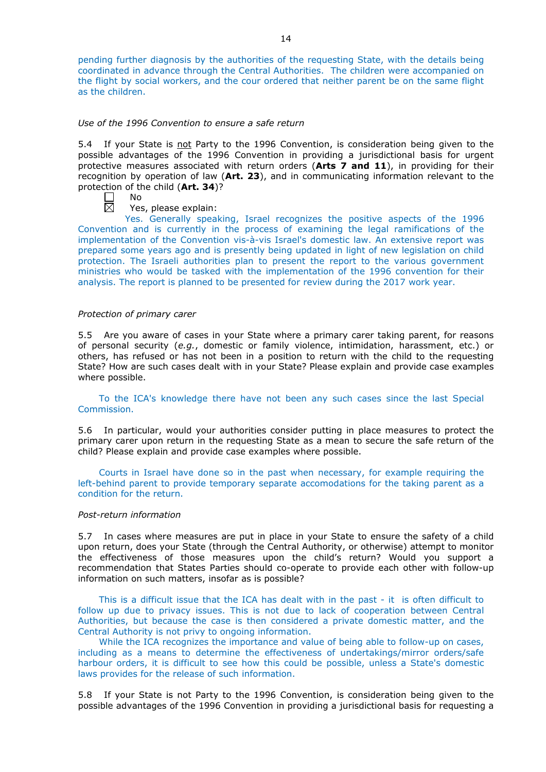pending further diagnosis by the authorities of the requesting State, with the details being coordinated in advance through the Central Authorities. The children were accompanied on the flight by social workers, and the cour ordered that neither parent be on the same flight as the children.

*Use of the 1996 Convention to ensure a safe return*

5.4 If your State is not Party to the 1996 Convention, is consideration being given to the possible advantages of the 1996 Convention in providing a jurisdictional basis for urgent protective measures associated with return orders (**Arts 7 and 11**), in providing for their recognition by operation of law (**Art. 23**), and in communicating information relevant to the protection of the child (**Art. 34**)?

☐ No

☒ Yes, please explain:

Yes. Generally speaking, Israel recognizes the positive aspects of the 1996 Convention and is currently in the process of examining the legal ramifications of the implementation of the Convention vis-à-vis Israel's domestic law. An extensive report was prepared some years ago and is presently being updated in light of new legislation on child protection. The Israeli authorities plan to present the report to the various government ministries who would be tasked with the implementation of the 1996 convention for their analysis. The report is planned to be presented for review during the 2017 work year.

*Protection of primary carer*

5.5 Are you aware of cases in your State where a primary carer taking parent, for reasons of personal security (*e.g.*, domestic or family violence, intimidation, harassment, etc.) or others, has refused or has not been in a position to return with the child to the requesting State? How are such cases dealt with in your State? Please explain and provide case examples where possible.

To the ICA's knowledge there have not been any such cases since the last Special Commission.

5.6 In particular, would your authorities consider putting in place measures to protect the primary carer upon return in the requesting State as a mean to secure the safe return of the child? Please explain and provide case examples where possible.

Courts in Israel have done so in the past when necessary, for example requiring the left-behind parent to provide temporary separate accomodations for the taking parent as a condition for the return.

*Post-return information*

5.7 In cases where measures are put in place in your State to ensure the safety of a child upon return, does your State (through the Central Authority, or otherwise) attempt to monitor the effectiveness of those measures upon the child's return? Would you support a recommendation that States Parties should co-operate to provide each other with follow-up information on such matters, insofar as is possible?

This is a difficult issue that the ICA has dealt with in the past - it is often difficult to follow up due to privacy issues. This is not due to lack of cooperation between Central Authorities, but because the case is then considered a private domestic matter, and the Central Authority is not privy to ongoing information.

While the ICA recognizes the importance and value of being able to follow-up on cases, including as a means to determine the effectiveness of undertakings/mirror orders/safe harbour orders, it is difficult to see how this could be possible, unless a State's domestic laws provides for the release of such information.

5.8 If your State is not Party to the 1996 Convention, is consideration being given to the possible advantages of the 1996 Convention in providing a jurisdictional basis for requesting a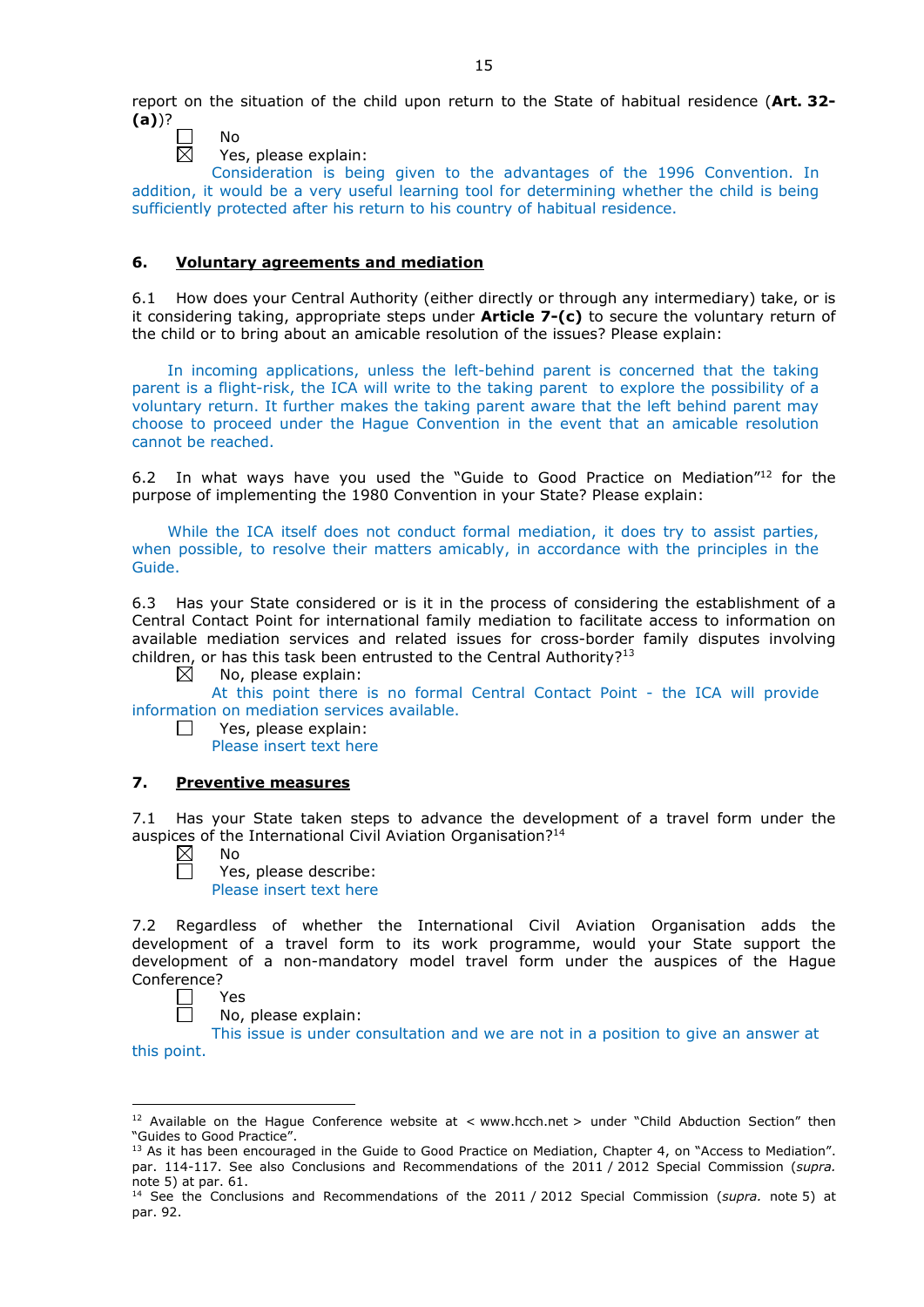report on the situation of the child upon return to the State of habitual residence (**Art. 32-(a)**)?

☐ No
☒ Yes, please explain:
Consideration is being given to the advantages of the 1996 Convention. In addition, it would be a very useful learning tool for determining whether the child is being sufficiently protected after his return to his country of habitual residence.

## 6. Voluntary agreements and mediation

6.1 How does your Central Authority (either directly or through any intermediary) take, or is it considering taking, appropriate steps under **Article 7-(c)** to secure the voluntary return of the child or to bring about an amicable resolution of the issues? Please explain:

In incoming applications, unless the left-behind parent is concerned that the taking parent is a flight-risk, the ICA will write to the taking parent to explore the possibility of a voluntary return. It further makes the taking parent aware that the left behind parent may choose to proceed under the Hague Convention in the event that an amicable resolution cannot be reached.

6.2 In what ways have you used the "Guide to Good Practice on Mediation"[12] for the purpose of implementing the 1980 Convention in your State? Please explain:

While the ICA itself does not conduct formal mediation, it does try to assist parties, when possible, to resolve their matters amicably, in accordance with the principles in the Guide.

6.3 Has your State considered or is it in the process of considering the establishment of a Central Contact Point for international family mediation to facilitate access to information on available mediation services and related issues for cross-border family disputes involving children, or has this task been entrusted to the Central Authority?[13]

☒ No, please explain:
At this point there is no formal Central Contact Point - the ICA will provide information on mediation services available.
☐ Yes, please explain:
Please insert text here

## 7. Preventive measures

7.1 Has your State taken steps to advance the development of a travel form under the auspices of the International Civil Aviation Organisation?[14]

☒ No
☐ Yes, please describe:
Please insert text here

7.2 Regardless of whether the International Civil Aviation Organisation adds the development of a travel form to its work programme, would your State support the development of a non-mandatory model travel form under the auspices of the Hague Conference?

☐ Yes
☐ No, please explain:
This issue is under consultation and we are not in a position to give an answer at this point.

---

[12] Available on the Hague Conference website at < www.hcch.net > under "Child Abduction Section" then "Guides to Good Practice".

[13] As it has been encouraged in the Guide to Good Practice on Mediation, Chapter 4, on "Access to Mediation". par. 114-117. See also Conclusions and Recommendations of the 2011 / 2012 Special Commission (*supra.* note 5) at par. 61.

[14] See the Conclusions and Recommendations of the 2011 / 2012 Special Commission (*supra.* note 5) at par. 92.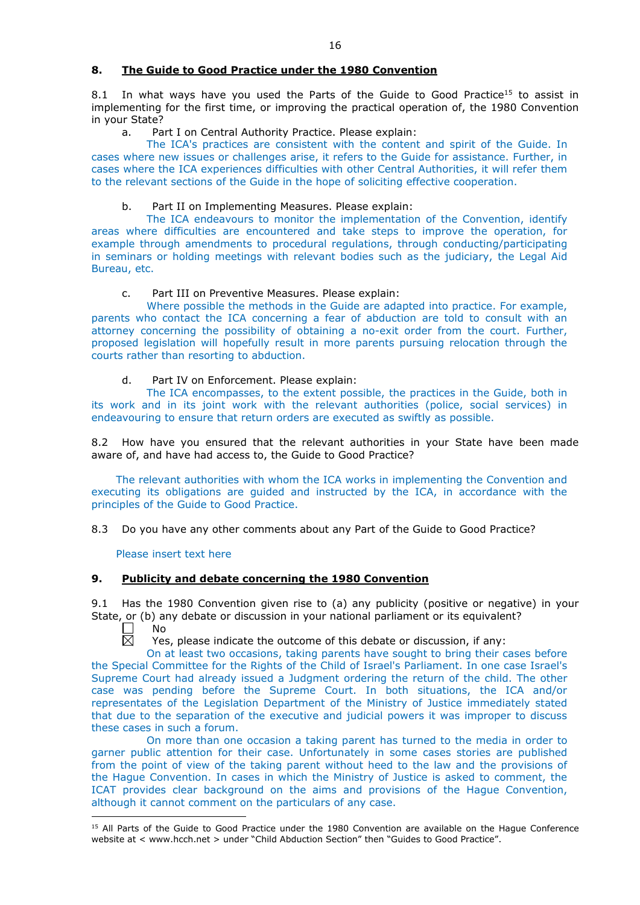## 8. The Guide to Good Practice under the 1980 Convention

8.1 In what ways have you used the Parts of the Guide to Good Practice[15] to assist in implementing for the first time, or improving the practical operation of, the 1980 Convention in your State?

a. Part I on Central Authority Practice. Please explain:

The ICA's practices are consistent with the content and spirit of the Guide. In cases where new issues or challenges arise, it refers to the Guide for assistance. Further, in cases where the ICA experiences difficulties with other Central Authorities, it will refer them to the relevant sections of the Guide in the hope of soliciting effective cooperation.

b. Part II on Implementing Measures. Please explain:

The ICA endeavours to monitor the implementation of the Convention, identify areas where difficulties are encountered and take steps to improve the operation, for example through amendments to procedural regulations, through conducting/participating in seminars or holding meetings with relevant bodies such as the judiciary, the Legal Aid Bureau, etc.

c. Part III on Preventive Measures. Please explain:

Where possible the methods in the Guide are adapted into practice. For example, parents who contact the ICA concerning a fear of abduction are told to consult with an attorney concerning the possibility of obtaining a no-exit order from the court. Further, proposed legislation will hopefully result in more parents pursuing relocation through the courts rather than resorting to abduction.

d. Part IV on Enforcement. Please explain:

The ICA encompasses, to the extent possible, the practices in the Guide, both in its work and in its joint work with the relevant authorities (police, social services) in endeavouring to ensure that return orders are executed as swiftly as possible.

8.2 How have you ensured that the relevant authorities in your State have been made aware of, and have had access to, the Guide to Good Practice?

The relevant authorities with whom the ICA works in implementing the Convention and executing its obligations are guided and instructed by the ICA, in accordance with the principles of the Guide to Good Practice.

8.3 Do you have any other comments about any Part of the Guide to Good Practice?

Please insert text here

## 9. Publicity and debate concerning the 1980 Convention

9.1 Has the 1980 Convention given rise to (a) any publicity (positive or negative) in your State, or (b) any debate or discussion in your national parliament or its equivalent?

☐ No

☒ Yes, please indicate the outcome of this debate or discussion, if any:

On at least two occasions, taking parents have sought to bring their cases before the Special Committee for the Rights of the Child of Israel's Parliament. In one case Israel's Supreme Court had already issued a Judgment ordering the return of the child. The other case was pending before the Supreme Court. In both situations, the ICA and/or representates of the Legislation Department of the Ministry of Justice immediately stated that due to the separation of the executive and judicial powers it was improper to discuss these cases in such a forum.

On more than one occasion a taking parent has turned to the media in order to garner public attention for their case. Unfortunately in some cases stories are published from the point of view of the taking parent without heed to the law and the provisions of the Hague Convention. In cases in which the Ministry of Justice is asked to comment, the ICAT provides clear background on the aims and provisions of the Hague Convention, although it cannot comment on the particulars of any case.

[15] All Parts of the Guide to Good Practice under the 1980 Convention are available on the Hague Conference website at < www.hcch.net > under "Child Abduction Section" then "Guides to Good Practice".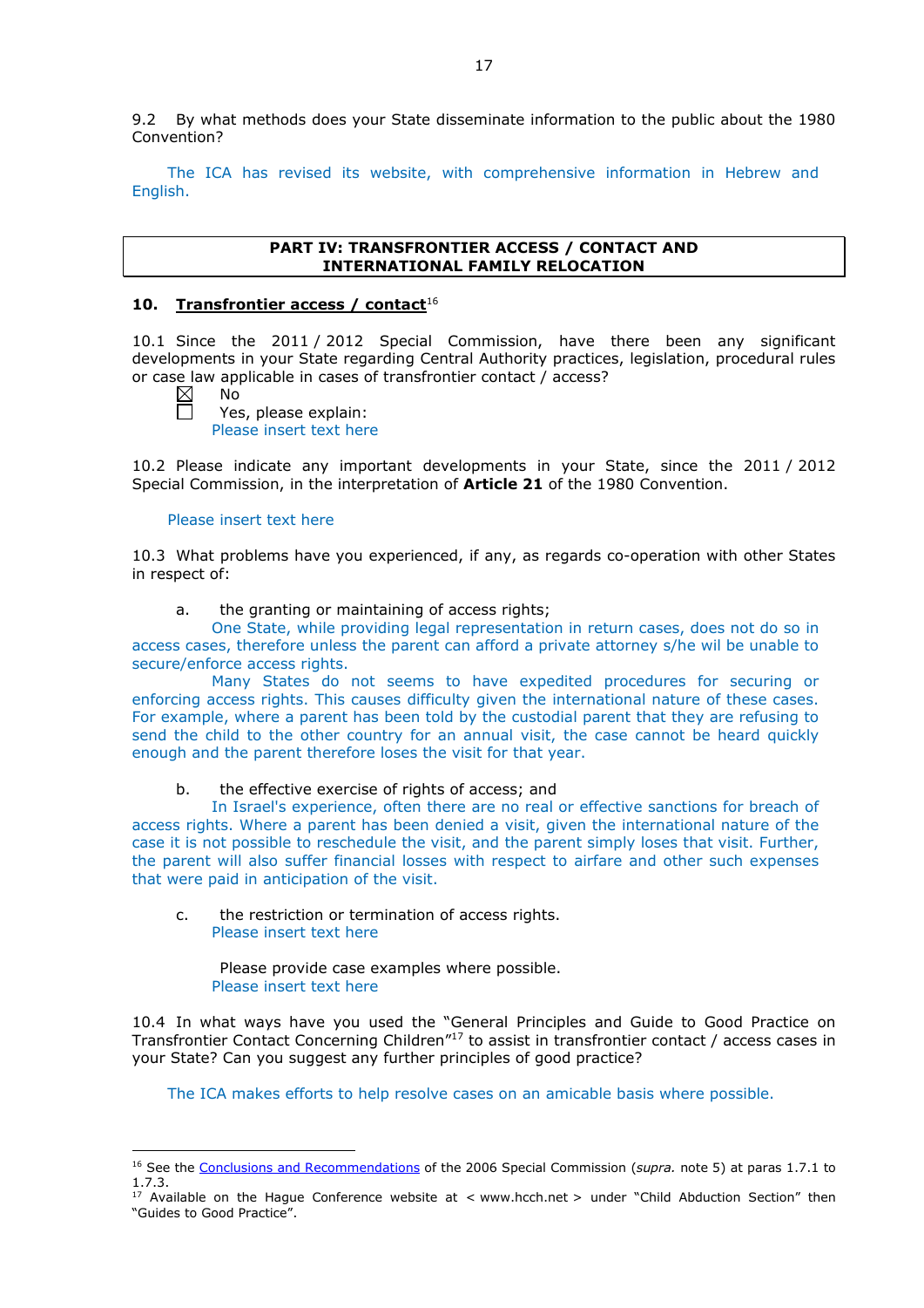9.2 By what methods does your State disseminate information to the public about the 1980 Convention?

The ICA has revised its website, with comprehensive information in Hebrew and English.

**PART IV: TRANSFRONTIER ACCESS / CONTACT AND INTERNATIONAL FAMILY RELOCATION**

### 10. Transfrontier access / contact[16]

10.1 Since the 2011 / 2012 Special Commission, have there been any significant developments in your State regarding Central Authority practices, legislation, procedural rules or case law applicable in cases of transfrontier contact / access?

☒ No

☐ Yes, please explain:

Please insert text here

10.2 Please indicate any important developments in your State, since the 2011 / 2012 Special Commission, in the interpretation of **Article 21** of the 1980 Convention.

Please insert text here

10.3 What problems have you experienced, if any, as regards co-operation with other States in respect of:

a. the granting or maintaining of access rights;

One State, while providing legal representation in return cases, does not do so in access cases, therefore unless the parent can afford a private attorney s/he wil be unable to secure/enforce access rights.

Many States do not seems to have expedited procedures for securing or enforcing access rights. This causes difficulty given the international nature of these cases. For example, where a parent has been told by the custodial parent that they are refusing to send the child to the other country for an annual visit, the case cannot be heard quickly enough and the parent therefore loses the visit for that year.

b. the effective exercise of rights of access; and

In Israel's experience, often there are no real or effective sanctions for breach of access rights. Where a parent has been denied a visit, given the international nature of the case it is not possible to reschedule the visit, and the parent simply loses that visit. Further, the parent will also suffer financial losses with respect to airfare and other such expenses that were paid in anticipation of the visit.

c. the restriction or termination of access rights.

Please insert text here

Please provide case examples where possible.

Please insert text here

10.4 In what ways have you used the "General Principles and Guide to Good Practice on Transfrontier Contact Concerning Children"[17] to assist in transfrontier contact / access cases in your State? Can you suggest any further principles of good practice?

The ICA makes efforts to help resolve cases on an amicable basis where possible.

[16] See the Conclusions and Recommendations of the 2006 Special Commission (*supra.* note 5) at paras 1.7.1 to 1.7.3.

[17] Available on the Hague Conference website at < www.hcch.net > under "Child Abduction Section" then "Guides to Good Practice".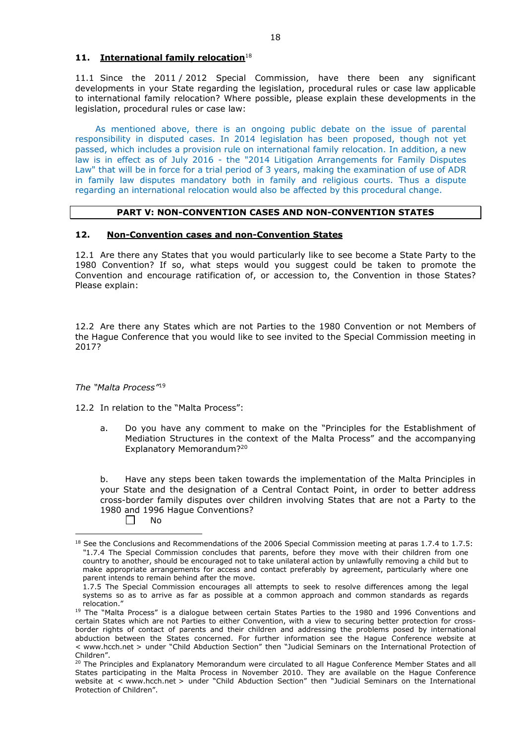## 11. International family relocation[18]

11.1 Since the 2011 / 2012 Special Commission, have there been any significant developments in your State regarding the legislation, procedural rules or case law applicable to international family relocation? Where possible, please explain these developments in the legislation, procedural rules or case law:

As mentioned above, there is an ongoing public debate on the issue of parental responsibility in disputed cases. In 2014 legislation has been proposed, though not yet passed, which includes a provision rule on international family relocation. In addition, a new law is in effect as of July 2016 - the "2014 Litigation Arrangements for Family Disputes Law" that will be in force for a trial period of 3 years, making the examination of use of ADR in family law disputes mandatory both in family and religious courts. Thus a dispute regarding an international relocation would also be affected by this procedural change.

**PART V: NON-CONVENTION CASES AND NON-CONVENTION STATES**

## 12. Non-Convention cases and non-Convention States

12.1 Are there any States that you would particularly like to see become a State Party to the 1980 Convention? If so, what steps would you suggest could be taken to promote the Convention and encourage ratification of, or accession to, the Convention in those States? Please explain:

12.2 Are there any States which are not Parties to the 1980 Convention or not Members of the Hague Conference that you would like to see invited to the Special Commission meeting in 2017?

*The "Malta Process"*[19]

12.2 In relation to the "Malta Process":

a. Do you have any comment to make on the "Principles for the Establishment of Mediation Structures in the context of the Malta Process" and the accompanying Explanatory Memorandum?[20]

b. Have any steps been taken towards the implementation of the Malta Principles in your State and the designation of a Central Contact Point, in order to better address cross-border family disputes over children involving States that are not a Party to the 1980 and 1996 Hague Conventions?

☐ No

---

[18] See the Conclusions and Recommendations of the 2006 Special Commission meeting at paras 1.7.4 to 1.7.5: "1.7.4 The Special Commission concludes that parents, before they move with their children from one country to another, should be encouraged not to take unilateral action by unlawfully removing a child but to make appropriate arrangements for access and contact preferably by agreement, particularly where one parent intends to remain behind after the move.

1.7.5 The Special Commission encourages all attempts to seek to resolve differences among the legal systems so as to arrive as far as possible at a common approach and common standards as regards relocation."

[19] The "Malta Process" is a dialogue between certain States Parties to the 1980 and 1996 Conventions and certain States which are not Parties to either Convention, with a view to securing better protection for cross-border rights of contact of parents and their children and addressing the problems posed by international abduction between the States concerned. For further information see the Hague Conference website at < www.hcch.net > under "Child Abduction Section" then "Judicial Seminars on the International Protection of Children".

[20] The Principles and Explanatory Memorandum were circulated to all Hague Conference Member States and all States participating in the Malta Process in November 2010. They are available on the Hague Conference website at < www.hcch.net > under "Child Abduction Section" then "Judicial Seminars on the International Protection of Children".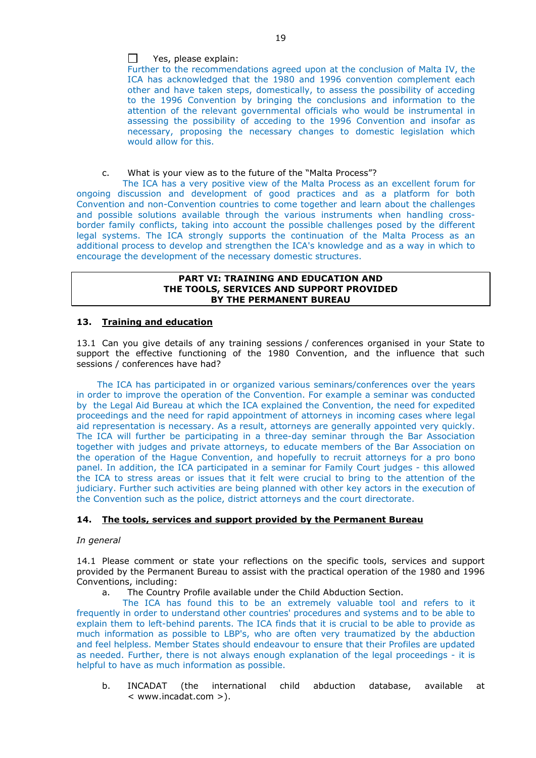☐ Yes, please explain:

Further to the recommendations agreed upon at the conclusion of Malta IV, the ICA has acknowledged that the 1980 and 1996 convention complement each other and have taken steps, domestically, to assess the possibility of acceding to the 1996 Convention by bringing the conclusions and information to the attention of the relevant governmental officials who would be instrumental in assessing the possibility of acceding to the 1996 Convention and insofar as necessary, proposing the necessary changes to domestic legislation which would allow for this.

c. What is your view as to the future of the "Malta Process"?

The ICA has a very positive view of the Malta Process as an excellent forum for ongoing discussion and development of good practices and as a platform for both Convention and non-Convention countries to come together and learn about the challenges and possible solutions available through the various instruments when handling cross-border family conflicts, taking into account the possible challenges posed by the different legal systems. The ICA strongly supports the continuation of the Malta Process as an additional process to develop and strengthen the ICA's knowledge and as a way in which to encourage the development of the necessary domestic structures.

## PART VI: TRAINING AND EDUCATION AND THE TOOLS, SERVICES AND SUPPORT PROVIDED BY THE PERMANENT BUREAU

### 13. Training and education

13.1 Can you give details of any training sessions / conferences organised in your State to support the effective functioning of the 1980 Convention, and the influence that such sessions / conferences have had?

The ICA has participated in or organized various seminars/conferences over the years in order to improve the operation of the Convention. For example a seminar was conducted by the Legal Aid Bureau at which the ICA explained the Convention, the need for expedited proceedings and the need for rapid appointment of attorneys in incoming cases where legal aid representation is necessary. As a result, attorneys are generally appointed very quickly. The ICA will further be participating in a three-day seminar through the Bar Association together with judges and private attorneys, to educate members of the Bar Association on the operation of the Hague Convention, and hopefully to recruit attorneys for a pro bono panel. In addition, the ICA participated in a seminar for Family Court judges - this allowed the ICA to stress areas or issues that it felt were crucial to bring to the attention of the judiciary. Further such activities are being planned with other key actors in the execution of the Convention such as the police, district attorneys and the court directorate.

### 14. The tools, services and support provided by the Permanent Bureau

*In general*

14.1 Please comment or state your reflections on the specific tools, services and support provided by the Permanent Bureau to assist with the practical operation of the 1980 and 1996 Conventions, including:

a. The Country Profile available under the Child Abduction Section.

The ICA has found this to be an extremely valuable tool and refers to it frequently in order to understand other countries' procedures and systems and to be able to explain them to left-behind parents. The ICA finds that it is crucial to be able to provide as much information as possible to LBP's, who are often very traumatized by the abduction and feel helpless. Member States should endeavour to ensure that their Profiles are updated as needed. Further, there is not always enough explanation of the legal proceedings - it is helpful to have as much information as possible.

b. INCADAT (the international child abduction database, available at < www.incadat.com >).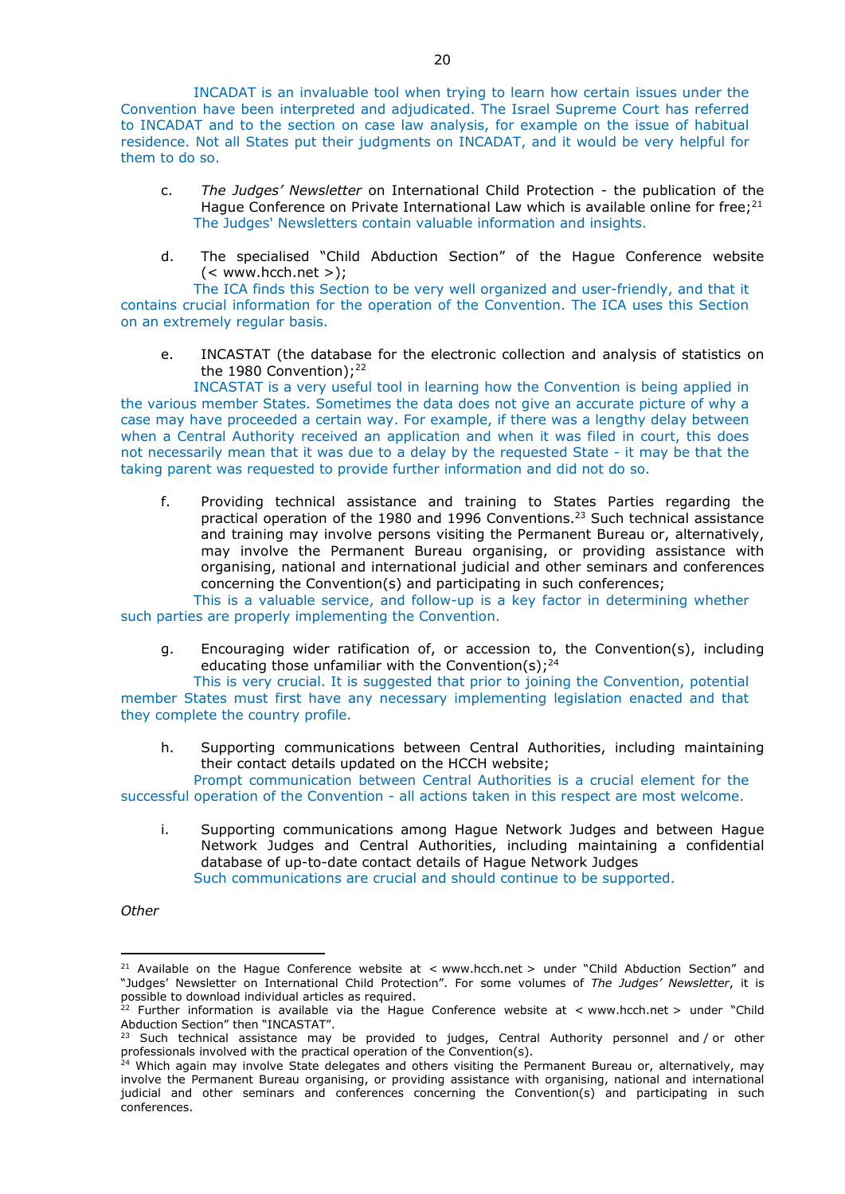INCADAT is an invaluable tool when trying to learn how certain issues under the Convention have been interpreted and adjudicated. The Israel Supreme Court has referred to INCADAT and to the section on case law analysis, for example on the issue of habitual residence. Not all States put their judgments on INCADAT, and it would be very helpful for them to do so.

c. *The Judges' Newsletter* on International Child Protection - the publication of the Hague Conference on Private International Law which is available online for free;[21]
The Judges' Newsletters contain valuable information and insights.

d. The specialised "Child Abduction Section" of the Hague Conference website (< www.hcch.net >);
The ICA finds this Section to be very well organized and user-friendly, and that it contains crucial information for the operation of the Convention. The ICA uses this Section on an extremely regular basis.

e. INCASTAT (the database for the electronic collection and analysis of statistics on the 1980 Convention);[22]
INCASTAT is a very useful tool in learning how the Convention is being applied in the various member States. Sometimes the data does not give an accurate picture of why a case may have proceeded a certain way. For example, if there was a lengthy delay between when a Central Authority received an application and when it was filed in court, this does not necessarily mean that it was due to a delay by the requested State - it may be that the taking parent was requested to provide further information and did not do so.

f. Providing technical assistance and training to States Parties regarding the practical operation of the 1980 and 1996 Conventions.[23] Such technical assistance and training may involve persons visiting the Permanent Bureau or, alternatively, may involve the Permanent Bureau organising, or providing assistance with organising, national and international judicial and other seminars and conferences concerning the Convention(s) and participating in such conferences;
This is a valuable service, and follow-up is a key factor in determining whether such parties are properly implementing the Convention.

g. Encouraging wider ratification of, or accession to, the Convention(s), including educating those unfamiliar with the Convention(s);[24]
This is very crucial. It is suggested that prior to joining the Convention, potential member States must first have any necessary implementing legislation enacted and that they complete the country profile.

h. Supporting communications between Central Authorities, including maintaining their contact details updated on the HCCH website;
Prompt communication between Central Authorities is a crucial element for the successful operation of the Convention - all actions taken in this respect are most welcome.

i. Supporting communications among Hague Network Judges and between Hague Network Judges and Central Authorities, including maintaining a confidential database of up-to-date contact details of Hague Network Judges
Such communications are crucial and should continue to be supported.

*Other*

---

[21] Available on the Hague Conference website at < www.hcch.net > under "Child Abduction Section" and "Judges' Newsletter on International Child Protection". For some volumes of *The Judges' Newsletter*, it is possible to download individual articles as required.

[22] Further information is available via the Hague Conference website at < www.hcch.net > under "Child Abduction Section" then "INCASTAT".

[23] Such technical assistance may be provided to judges, Central Authority personnel and / or other professionals involved with the practical operation of the Convention(s).

[24] Which again may involve State delegates and others visiting the Permanent Bureau or, alternatively, may involve the Permanent Bureau organising, or providing assistance with organising, national and international judicial and other seminars and conferences concerning the Convention(s) and participating in such conferences.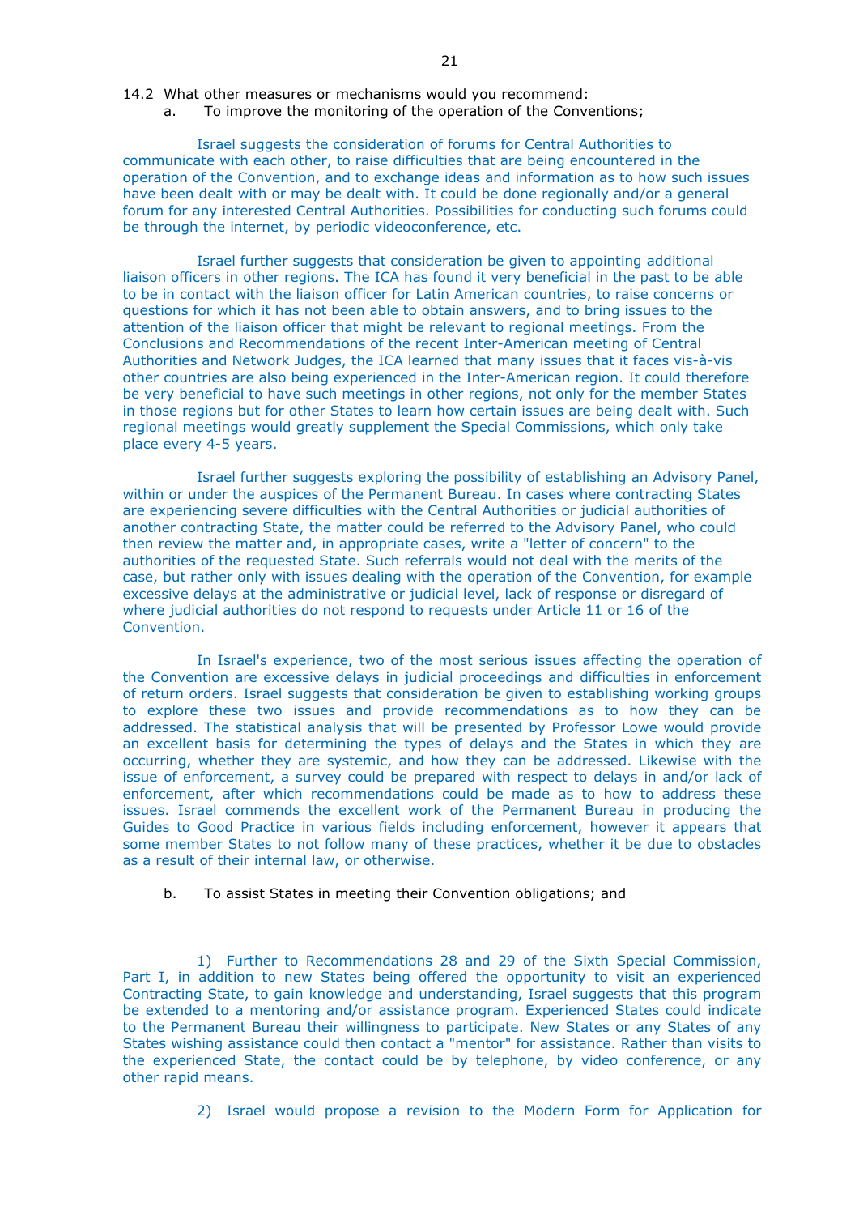14.2 What other measures or mechanisms would you recommend:

a. To improve the monitoring of the operation of the Conventions;

Israel suggests the consideration of forums for Central Authorities to communicate with each other, to raise difficulties that are being encountered in the operation of the Convention, and to exchange ideas and information as to how such issues have been dealt with or may be dealt with. It could be done regionally and/or a general forum for any interested Central Authorities. Possibilities for conducting such forums could be through the internet, by periodic videoconference, etc.

Israel further suggests that consideration be given to appointing additional liaison officers in other regions. The ICA has found it very beneficial in the past to be able to be in contact with the liaison officer for Latin American countries, to raise concerns or questions for which it has not been able to obtain answers, and to bring issues to the attention of the liaison officer that might be relevant to regional meetings. From the Conclusions and Recommendations of the recent Inter-American meeting of Central Authorities and Network Judges, the ICA learned that many issues that it faces vis-à-vis other countries are also being experienced in the Inter-American region. It could therefore be very beneficial to have such meetings in other regions, not only for the member States in those regions but for other States to learn how certain issues are being dealt with. Such regional meetings would greatly supplement the Special Commissions, which only take place every 4-5 years.

Israel further suggests exploring the possibility of establishing an Advisory Panel, within or under the auspices of the Permanent Bureau. In cases where contracting States are experiencing severe difficulties with the Central Authorities or judicial authorities of another contracting State, the matter could be referred to the Advisory Panel, who could then review the matter and, in appropriate cases, write a "letter of concern" to the authorities of the requested State. Such referrals would not deal with the merits of the case, but rather only with issues dealing with the operation of the Convention, for example excessive delays at the administrative or judicial level, lack of response or disregard of where judicial authorities do not respond to requests under Article 11 or 16 of the Convention.

In Israel's experience, two of the most serious issues affecting the operation of the Convention are excessive delays in judicial proceedings and difficulties in enforcement of return orders. Israel suggests that consideration be given to establishing working groups to explore these two issues and provide recommendations as to how they can be addressed. The statistical analysis that will be presented by Professor Lowe would provide an excellent basis for determining the types of delays and the States in which they are occurring, whether they are systemic, and how they can be addressed. Likewise with the issue of enforcement, a survey could be prepared with respect to delays in and/or lack of enforcement, after which recommendations could be made as to how to address these issues. Israel commends the excellent work of the Permanent Bureau in producing the Guides to Good Practice in various fields including enforcement, however it appears that some member States to not follow many of these practices, whether it be due to obstacles as a result of their internal law, or otherwise.

b. To assist States in meeting their Convention obligations; and

1) Further to Recommendations 28 and 29 of the Sixth Special Commission, Part I, in addition to new States being offered the opportunity to visit an experienced Contracting State, to gain knowledge and understanding, Israel suggests that this program be extended to a mentoring and/or assistance program. Experienced States could indicate to the Permanent Bureau their willingness to participate. New States or any States of any States wishing assistance could then contact a "mentor" for assistance. Rather than visits to the experienced State, the contact could be by telephone, by video conference, or any other rapid means.

2) Israel would propose a revision to the Modern Form for Application for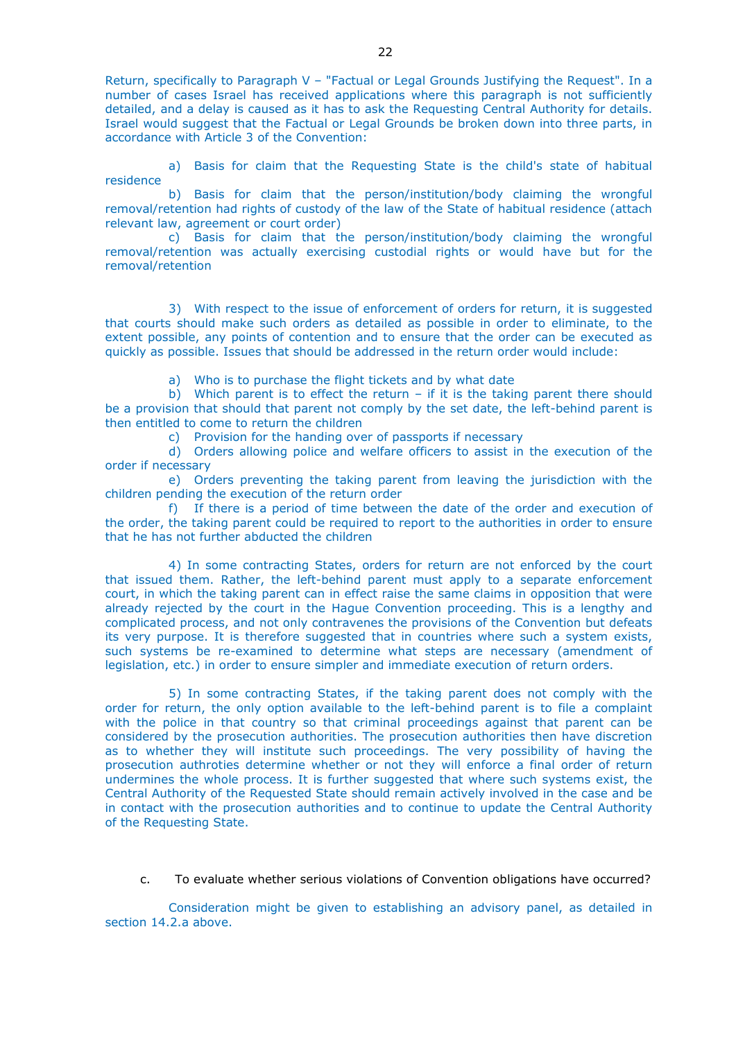Return, specifically to Paragraph V – "Factual or Legal Grounds Justifying the Request". In a number of cases Israel has received applications where this paragraph is not sufficiently detailed, and a delay is caused as it has to ask the Requesting Central Authority for details. Israel would suggest that the Factual or Legal Grounds be broken down into three parts, in accordance with Article 3 of the Convention:

a) Basis for claim that the Requesting State is the child's state of habitual residence

b) Basis for claim that the person/institution/body claiming the wrongful removal/retention had rights of custody of the law of the State of habitual residence (attach relevant law, agreement or court order)

c) Basis for claim that the person/institution/body claiming the wrongful removal/retention was actually exercising custodial rights or would have but for the removal/retention

3) With respect to the issue of enforcement of orders for return, it is suggested that courts should make such orders as detailed as possible in order to eliminate, to the extent possible, any points of contention and to ensure that the order can be executed as quickly as possible. Issues that should be addressed in the return order would include:

a) Who is to purchase the flight tickets and by what date

b) Which parent is to effect the return – if it is the taking parent there should be a provision that should that parent not comply by the set date, the left-behind parent is then entitled to come to return the children

c) Provision for the handing over of passports if necessary

d) Orders allowing police and welfare officers to assist in the execution of the order if necessary

e) Orders preventing the taking parent from leaving the jurisdiction with the children pending the execution of the return order

f) If there is a period of time between the date of the order and execution of the order, the taking parent could be required to report to the authorities in order to ensure that he has not further abducted the children

4) In some contracting States, orders for return are not enforced by the court that issued them. Rather, the left-behind parent must apply to a separate enforcement court, in which the taking parent can in effect raise the same claims in opposition that were already rejected by the court in the Hague Convention proceeding. This is a lengthy and complicated process, and not only contravenes the provisions of the Convention but defeats its very purpose. It is therefore suggested that in countries where such a system exists, such systems be re-examined to determine what steps are necessary (amendment of legislation, etc.) in order to ensure simpler and immediate execution of return orders.

5) In some contracting States, if the taking parent does not comply with the order for return, the only option available to the left-behind parent is to file a complaint with the police in that country so that criminal proceedings against that parent can be considered by the prosecution authorities. The prosecution authorities then have discretion as to whether they will institute such proceedings. The very possibility of having the prosecution authroties determine whether or not they will enforce a final order of return undermines the whole process. It is further suggested that where such systems exist, the Central Authority of the Requested State should remain actively involved in the case and be in contact with the prosecution authorities and to continue to update the Central Authority of the Requesting State.

c. To evaluate whether serious violations of Convention obligations have occurred?

Consideration might be given to establishing an advisory panel, as detailed in section 14.2.a above.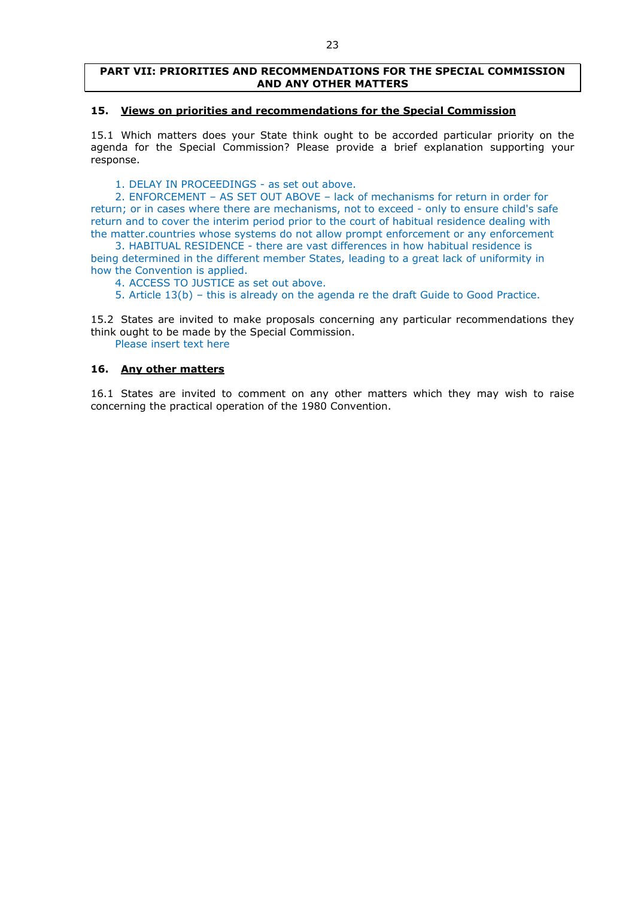## PART VII: PRIORITIES AND RECOMMENDATIONS FOR THE SPECIAL COMMISSION AND ANY OTHER MATTERS

### 15. Views on priorities and recommendations for the Special Commission

15.1 Which matters does your State think ought to be accorded particular priority on the agenda for the Special Commission? Please provide a brief explanation supporting your response.

1. DELAY IN PROCEEDINGS - as set out above.
2. ENFORCEMENT – AS SET OUT ABOVE – lack of mechanisms for return in order for return; or in cases where there are mechanisms, not to exceed - only to ensure child's safe return and to cover the interim period prior to the court of habitual residence dealing with the matter.countries whose systems do not allow prompt enforcement or any enforcement
3. HABITUAL RESIDENCE - there are vast differences in how habitual residence is being determined in the different member States, leading to a great lack of uniformity in how the Convention is applied.
4. ACCESS TO JUSTICE as set out above.
5. Article 13(b) – this is already on the agenda re the draft Guide to Good Practice.

15.2 States are invited to make proposals concerning any particular recommendations they think ought to be made by the Special Commission.

Please insert text here

### 16. Any other matters

16.1 States are invited to comment on any other matters which they may wish to raise concerning the practical operation of the 1980 Convention.